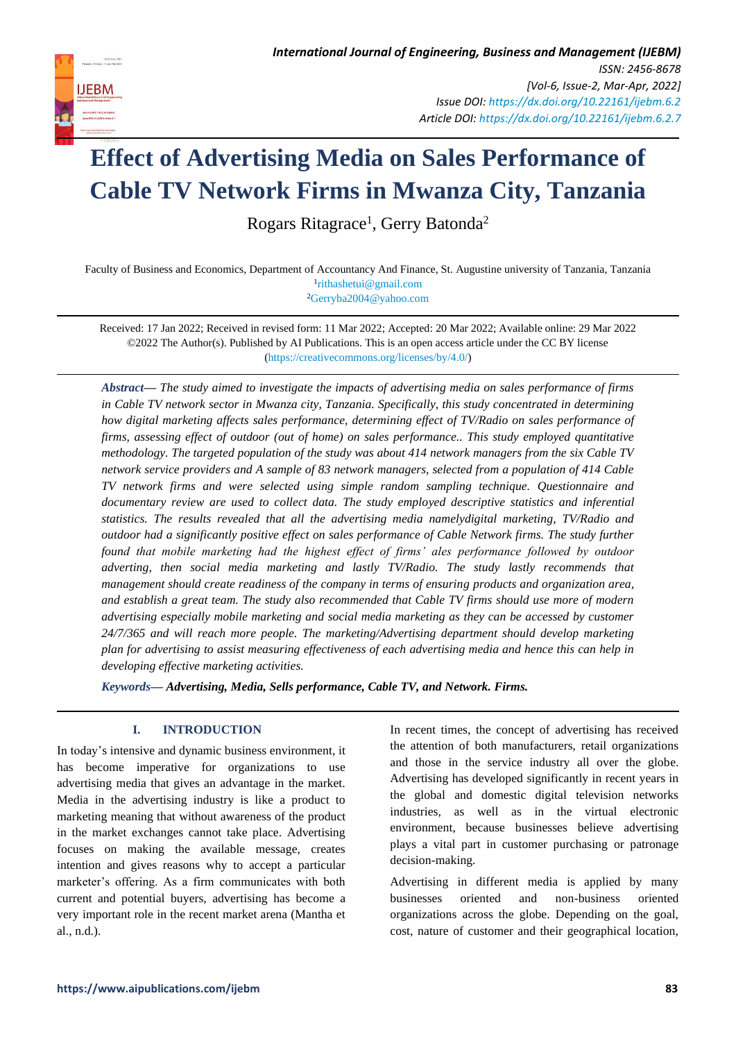# Effect of Advertising Media on Sales Performance of Cable TV Network Firms in Mwanza City, Tanzania

Rogars Ritagrace[1], Gerry Batonda[2]

Faculty of Business and Economics, Department of Accountancy And Finance, St. Augustine university of Tanzania, Tanzania
[1]rithashetui@gmail.com
[2]Gerryba2004@yahoo.com

Received: 17 Jan 2022; Received in revised form: 11 Mar 2022; Accepted: 20 Mar 2022; Available online: 29 Mar 2022
©2022 The Author(s). Published by AI Publications. This is an open access article under the CC BY license (https://creativecommons.org/licenses/by/4.0/)

***Abstract*— *The study aimed to investigate the impacts of advertising media on sales performance of firms in Cable TV network sector in Mwanza city, Tanzania. Specifically, this study concentrated in determining how digital marketing affects sales performance, determining effect of TV/Radio on sales performance of firms, assessing effect of outdoor (out of home) on sales performance.. This study employed quantitative methodology. The targeted population of the study was about 414 network managers from the six Cable TV network service providers and A sample of 83 network managers, selected from a population of 414 Cable TV network firms and were selected using simple random sampling technique. Questionnaire and documentary review are used to collect data. The study employed descriptive statistics and inferential statistics. The results revealed that all the advertising media namelydigital marketing, TV/Radio and outdoor had a significantly positive effect on sales performance of Cable Network firms. The study further found that mobile marketing had the highest effect of firms' ales performance followed by outdoor adverting, then social media marketing and lastly TV/Radio. The study lastly recommends that management should create readiness of the company in terms of ensuring products and organization area, and establish a great team. The study also recommended that Cable TV firms should use more of modern advertising especially mobile marketing and social media marketing as they can be accessed by customer 24/7/365 and will reach more people. The marketing/Advertising department should develop marketing plan for advertising to assist measuring effectiveness of each advertising media and hence this can help in developing effective marketing activities.*

***Keywords*— *Advertising, Media, Sells performance, Cable TV, and Network. Firms.***

## I. INTRODUCTION

In today's intensive and dynamic business environment, it has become imperative for organizations to use advertising media that gives an advantage in the market. Media in the advertising industry is like a product to marketing meaning that without awareness of the product in the market exchanges cannot take place. Advertising focuses on making the available message, creates intention and gives reasons why to accept a particular marketer's offering. As a firm communicates with both current and potential buyers, advertising has become a very important role in the recent market arena (Mantha et al., n.d.).

In recent times, the concept of advertising has received the attention of both manufacturers, retail organizations and those in the service industry all over the globe. Advertising has developed significantly in recent years in the global and domestic digital television networks industries, as well as in the virtual electronic environment, because businesses believe advertising plays a vital part in customer purchasing or patronage decision-making.

Advertising in different media is applied by many businesses oriented and non-business oriented organizations across the globe. Depending on the goal, cost, nature of customer and their geographical location,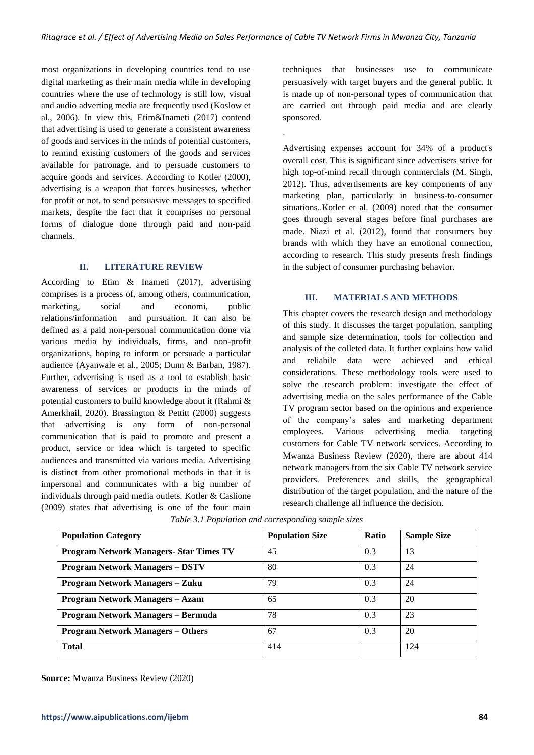most organizations in developing countries tend to use digital marketing as their main media while in developing countries where the use of technology is still low, visual and audio adverting media are frequently used (Koslow et al., 2006). In view this, Etim&Inameti (2017) contend that advertising is used to generate a consistent awareness of goods and services in the minds of potential customers, to remind existing customers of the goods and services available for patronage, and to persuade customers to acquire goods and services. According to Kotler (2000), advertising is a weapon that forces businesses, whether for profit or not, to send persuasive messages to specified markets, despite the fact that it comprises no personal forms of dialogue done through paid and non-paid channels.

## II. LITERATURE REVIEW

According to Etim & Inameti (2017), advertising comprises is a process of, among others, communication, marketing, social and economi, public relations/information and pursuation. It can also be defined as a paid non-personal communication done via various media by individuals, firms, and non-profit organizations, hoping to inform or persuade a particular audience (Ayanwale et al., 2005; Dunn & Barban, 1987). Further, advertising is used as a tool to establish basic awareness of services or products in the minds of potential customers to build knowledge about it (Rahmi & Amerkhail, 2020). Brassington & Pettitt (2000) suggests that advertising is any form of non-personal communication that is paid to promote and present a product, service or idea which is targeted to specific audiences and transmitted via various media. Advertising is distinct from other promotional methods in that it is impersonal and communicates with a big number of individuals through paid media outlets. Kotler & Caslione (2009) states that advertising is one of the four main techniques that businesses use to communicate persuasively with target buyers and the general public. It is made up of non-personal types of communication that are carried out through paid media and are clearly sponsored.

.

Advertising expenses account for 34% of a product's overall cost. This is significant since advertisers strive for high top-of-mind recall through commercials (M. Singh, 2012). Thus, advertisements are key components of any marketing plan, particularly in business-to-consumer situations..Kotler et al. (2009) noted that the consumer goes through several stages before final purchases are made. Niazi et al. (2012), found that consumers buy brands with which they have an emotional connection, according to research. This study presents fresh findings in the subject of consumer purchasing behavior.

## III. MATERIALS AND METHODS

This chapter covers the research design and methodology of this study. It discusses the target population, sampling and sample size determination, tools for collection and analysis of the colleted data. It further explains how valid and reliabile data were achieved and ethical considerations. These methodology tools were used to solve the research problem: investigate the effect of advertising media on the sales performance of the Cable TV program sector based on the opinions and experience of the company's sales and marketing department employees. Various advertising media targeting customers for Cable TV network services. According to Mwanza Business Review (2020), there are about 414 network managers from the six Cable TV network service providers. Preferences and skills, the geographical distribution of the target population, and the nature of the research challenge all influence the decision.

*Table 3.1 Population and corresponding sample sizes*

| Population Category | Population Size | Ratio | Sample Size |
|---|---|---|---|
| **Program Network Managers- Star Times TV** | 45 | 0.3 | 13 |
| **Program Network Managers – DSTV** | 80 | 0.3 | 24 |
| **Program Network Managers – Zuku** | 79 | 0.3 | 24 |
| **Program Network Managers – Azam** | 65 | 0.3 | 20 |
| **Program Network Managers – Bermuda** | 78 | 0.3 | 23 |
| **Program Network Managers – Others** | 67 | 0.3 | 20 |
| **Total** | 414 | | 124 |

**Source:** Mwanza Business Review (2020)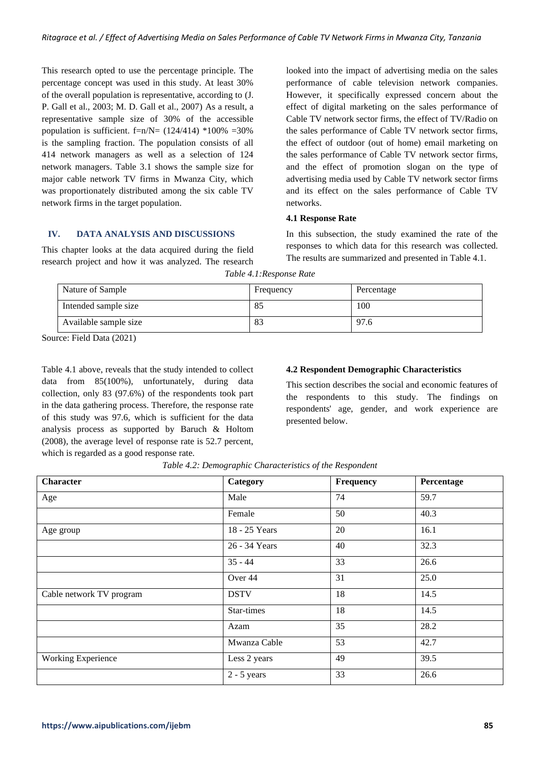This research opted to use the percentage principle. The percentage concept was used in this study. At least 30% of the overall population is representative, according to (J. P. Gall et al., 2003; M. D. Gall et al., 2007) As a result, a representative sample size of 30% of the accessible population is sufficient. f=n/N= (124/414) *100% =30% is the sampling fraction. The population consists of all 414 network managers as well as a selection of 124 network managers. Table 3.1 shows the sample size for major cable network TV firms in Mwanza City, which was proportionately distributed among the six cable TV network firms in the target population.

## IV. DATA ANALYSIS AND DISCUSSIONS

This chapter looks at the data acquired during the field research project and how it was analyzed. The research looked into the impact of advertising media on the sales performance of cable television network companies. However, it specifically expressed concern about the effect of digital marketing on the sales performance of Cable TV network sector firms, the effect of TV/Radio on the sales performance of Cable TV network sector firms, the effect of outdoor (out of home) email marketing on the sales performance of Cable TV network sector firms, and the effect of promotion slogan on the type of advertising media used by Cable TV network sector firms and its effect on the sales performance of Cable TV networks.

### 4.1 Response Rate

In this subsection, the study examined the rate of the responses to which data for this research was collected. The results are summarized and presented in Table 4.1.

*Table 4.1:Response Rate*

| Nature of Sample | Frequency | Percentage |
|---|---|---|
| Intended sample size | 85 | 100 |
| Available sample size | 83 | 97.6 |

Source: Field Data (2021)

Table 4.1 above, reveals that the study intended to collect data from 85(100%), unfortunately, during data collection, only 83 (97.6%) of the respondents took part in the data gathering process. Therefore, the response rate of this study was 97.6, which is sufficient for the data analysis process as supported by Baruch & Holtom (2008), the average level of response rate is 52.7 percent, which is regarded as a good response rate.

### 4.2 Respondent Demographic Characteristics

This section describes the social and economic features of the respondents to this study. The findings on respondents' age, gender, and work experience are presented below.

*Table 4.2: Demographic Characteristics of the Respondent*

| **Character** | **Category** | **Frequency** | **Percentage** |
|---|---|---|---|
| Age | Male | 74 | 59.7 |
| | Female | 50 | 40.3 |
| Age group | 18 - 25 Years | 20 | 16.1 |
| | 26 - 34 Years | 40 | 32.3 |
| | 35 - 44 | 33 | 26.6 |
| | Over 44 | 31 | 25.0 |
| Cable network TV program | DSTV | 18 | 14.5 |
| | Star-times | 18 | 14.5 |
| | Azam | 35 | 28.2 |
| | Mwanza Cable | 53 | 42.7 |
| Working Experience | Less 2 years | 49 | 39.5 |
| | 2 - 5 years | 33 | 26.6 |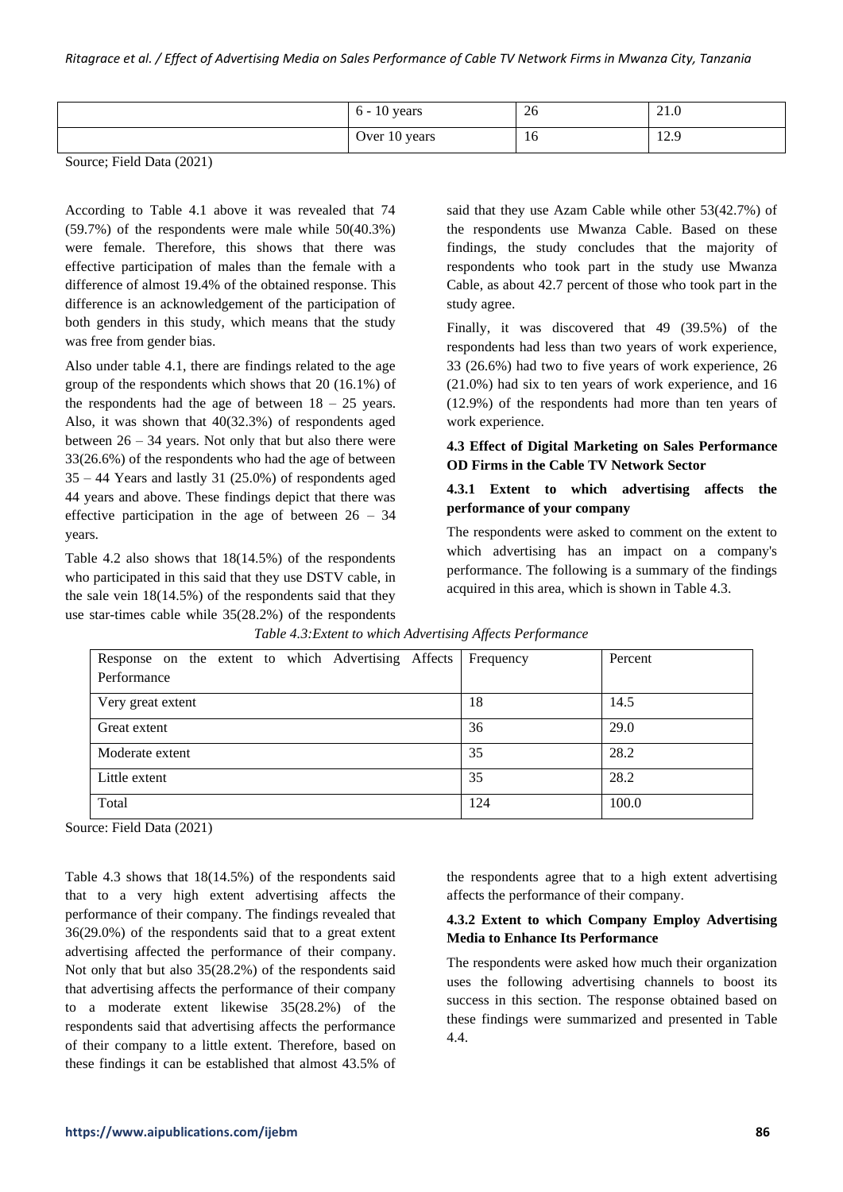| | 6 - 10 years | 26 | 21.0 |
|---|---|---|---|
| | Over 10 years | 16 | 12.9 |

Source; Field Data (2021)

According to Table 4.1 above it was revealed that 74 (59.7%) of the respondents were male while 50(40.3%) were female. Therefore, this shows that there was effective participation of males than the female with a difference of almost 19.4% of the obtained response. This difference is an acknowledgement of the participation of both genders in this study, which means that the study was free from gender bias.

Also under table 4.1, there are findings related to the age group of the respondents which shows that 20 (16.1%) of the respondents had the age of between 18 – 25 years. Also, it was shown that 40(32.3%) of respondents aged between 26 – 34 years. Not only that but also there were 33(26.6%) of the respondents who had the age of between 35 – 44 Years and lastly 31 (25.0%) of respondents aged 44 years and above. These findings depict that there was effective participation in the age of between 26 – 34 years.

Table 4.2 also shows that 18(14.5%) of the respondents who participated in this said that they use DSTV cable, in the sale vein 18(14.5%) of the respondents said that they use star-times cable while 35(28.2%) of the respondents said that they use Azam Cable while other 53(42.7%) of the respondents use Mwanza Cable. Based on these findings, the study concludes that the majority of respondents who took part in the study use Mwanza Cable, as about 42.7 percent of those who took part in the study agree.

Finally, it was discovered that 49 (39.5%) of the respondents had less than two years of work experience, 33 (26.6%) had two to five years of work experience, 26 (21.0%) had six to ten years of work experience, and 16 (12.9%) of the respondents had more than ten years of work experience.

### 4.3 Effect of Digital Marketing on Sales Performance OD Firms in the Cable TV Network Sector

#### 4.3.1 Extent to which advertising affects the performance of your company

The respondents were asked to comment on the extent to which advertising has an impact on a company's performance. The following is a summary of the findings acquired in this area, which is shown in Table 4.3.

*Table 4.3:Extent to which Advertising Affects Performance*

| Response on the extent to which Advertising Affects Performance | Frequency | Percent |
|---|---|---|
| Very great extent | 18 | 14.5 |
| Great extent | 36 | 29.0 |
| Moderate extent | 35 | 28.2 |
| Little extent | 35 | 28.2 |
| Total | 124 | 100.0 |

Source: Field Data (2021)

Table 4.3 shows that 18(14.5%) of the respondents said that to a very high extent advertising affects the performance of their company. The findings revealed that 36(29.0%) of the respondents said that to a great extent advertising affected the performance of their company. Not only that but also 35(28.2%) of the respondents said that advertising affects the performance of their company to a moderate extent likewise 35(28.2%) of the respondents said that advertising affects the performance of their company to a little extent. Therefore, based on these findings it can be established that almost 43.5% of the respondents agree that to a high extent advertising affects the performance of their company.

#### 4.3.2 Extent to which Company Employ Advertising Media to Enhance Its Performance

The respondents were asked how much their organization uses the following advertising channels to boost its success in this section. The response obtained based on these findings were summarized and presented in Table 4.4.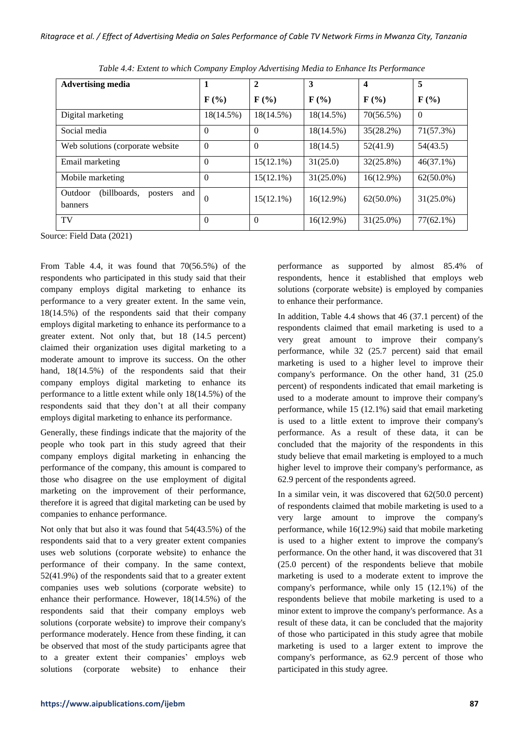*Table 4.4: Extent to which Company Employ Advertising Media to Enhance Its Performance*

| Advertising media | 1 | 2 | 3 | 4 | 5 |
|---|---|---|---|---|---|
| | F (%) | F (%) | F (%) | F (%) | F (%) |
| Digital marketing | 18(14.5%) | 18(14.5%) | 18(14.5%) | 70(56.5%) | 0 |
| Social media | 0 | 0 | 18(14.5%) | 35(28.2%) | 71(57.3%) |
| Web solutions (corporate website | 0 | 0 | 18(14.5) | 52(41.9) | 54(43.5) |
| Email marketing | 0 | 15(12.1%) | 31(25.0) | 32(25.8%) | 46(37.1%) |
| Mobile marketing | 0 | 15(12.1%) | 31(25.0%) | 16(12.9%) | 62(50.0%) |
| Outdoor (billboards, posters and banners | 0 | 15(12.1%) | 16(12.9%) | 62(50.0%) | 31(25.0%) |
| TV | 0 | 0 | 16(12.9%) | 31(25.0%) | 77(62.1%) |

Source: Field Data (2021)

From Table 4.4, it was found that 70(56.5%) of the respondents who participated in this study said that their company employs digital marketing to enhance its performance to a very greater extent. In the same vein, 18(14.5%) of the respondents said that their company employs digital marketing to enhance its performance to a greater extent. Not only that, but 18 (14.5 percent) claimed their organization uses digital marketing to a moderate amount to improve its success. On the other hand, 18(14.5%) of the respondents said that their company employs digital marketing to enhance its performance to a little extent while only 18(14.5%) of the respondents said that they don't at all their company employs digital marketing to enhance its performance.

Generally, these findings indicate that the majority of the people who took part in this study agreed that their company employs digital marketing in enhancing the performance of the company, this amount is compared to those who disagree on the use employment of digital marketing on the improvement of their performance, therefore it is agreed that digital marketing can be used by companies to enhance performance.

Not only that but also it was found that 54(43.5%) of the respondents said that to a very greater extent companies uses web solutions (corporate website) to enhance the performance of their company. In the same context, 52(41.9%) of the respondents said that to a greater extent companies uses web solutions (corporate website) to enhance their performance. However, 18(14.5%) of the respondents said that their company employs web solutions (corporate website) to improve their company's performance moderately. Hence from these finding, it can be observed that most of the study participants agree that to a greater extent their companies' employs web solutions (corporate website) to enhance their performance as supported by almost 85.4% of respondents, hence it established that employs web solutions (corporate website) is employed by companies to enhance their performance.

In addition, Table 4.4 shows that 46 (37.1 percent) of the respondents claimed that email marketing is used to a very great amount to improve their company's performance, while 32 (25.7 percent) said that email marketing is used to a higher level to improve their company's performance. On the other hand, 31 (25.0 percent) of respondents indicated that email marketing is used to a moderate amount to improve their company's performance, while 15 (12.1%) said that email marketing is used to a little extent to improve their company's performance. As a result of these data, it can be concluded that the majority of the respondents in this study believe that email marketing is employed to a much higher level to improve their company's performance, as 62.9 percent of the respondents agreed.

In a similar vein, it was discovered that 62(50.0 percent) of respondents claimed that mobile marketing is used to a very large amount to improve the company's performance, while 16(12.9%) said that mobile marketing is used to a higher extent to improve the company's performance. On the other hand, it was discovered that 31 (25.0 percent) of the respondents believe that mobile marketing is used to a moderate extent to improve the company's performance, while only 15 (12.1%) of the respondents believe that mobile marketing is used to a minor extent to improve the company's performance. As a result of these data, it can be concluded that the majority of those who participated in this study agree that mobile marketing is used to a larger extent to improve the company's performance, as 62.9 percent of those who participated in this study agree.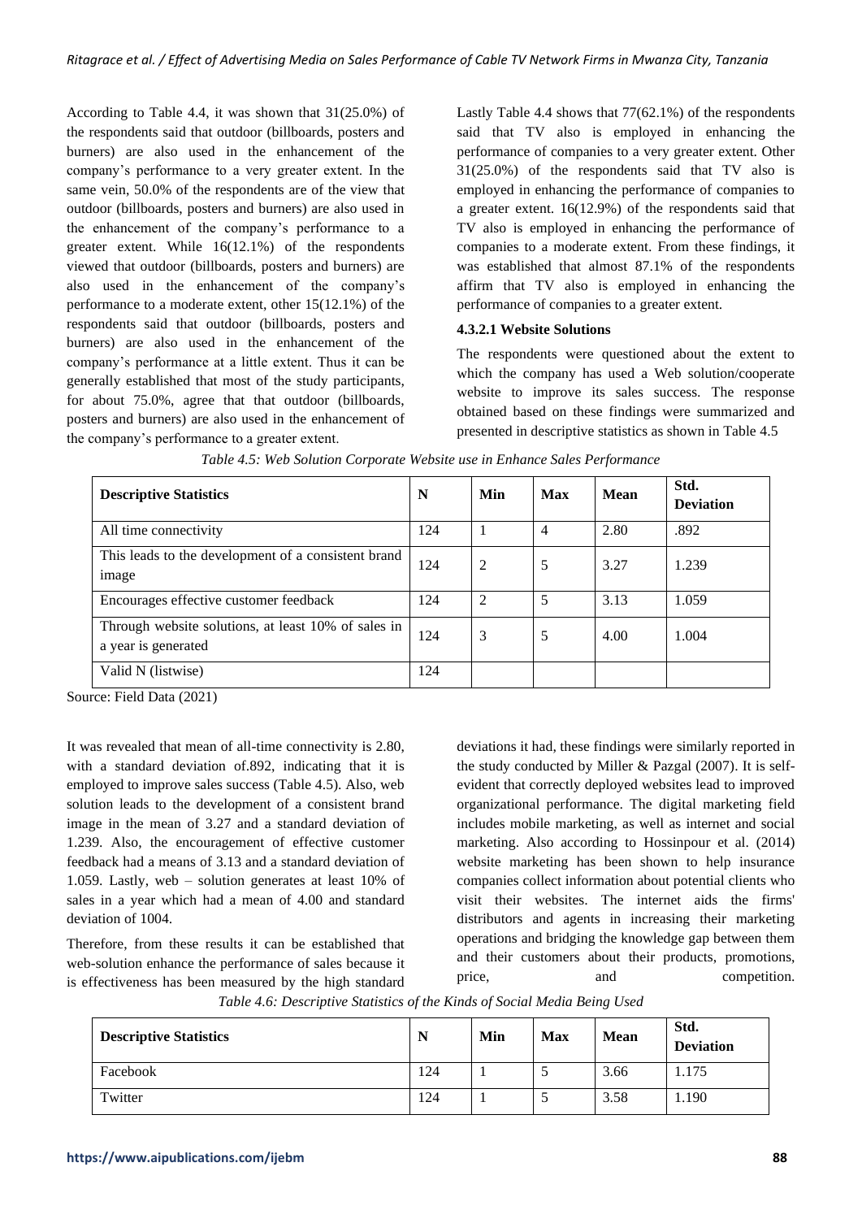According to Table 4.4, it was shown that 31(25.0%) of the respondents said that outdoor (billboards, posters and burners) are also used in the enhancement of the company's performance to a very greater extent. In the same vein, 50.0% of the respondents are of the view that outdoor (billboards, posters and burners) are also used in the enhancement of the company's performance to a greater extent. While 16(12.1%) of the respondents viewed that outdoor (billboards, posters and burners) are also used in the enhancement of the company's performance to a moderate extent, other 15(12.1%) of the respondents said that outdoor (billboards, posters and burners) are also used in the enhancement of the company's performance at a little extent. Thus it can be generally established that most of the study participants, for about 75.0%, agree that that outdoor (billboards, posters and burners) are also used in the enhancement of the company's performance to a greater extent.

Lastly Table 4.4 shows that 77(62.1%) of the respondents said that TV also is employed in enhancing the performance of companies to a very greater extent. Other 31(25.0%) of the respondents said that TV also is employed in enhancing the performance of companies to a greater extent. 16(12.9%) of the respondents said that TV also is employed in enhancing the performance of companies to a moderate extent. From these findings, it was established that almost 87.1% of the respondents affirm that TV also is employed in enhancing the performance of companies to a greater extent.

#### 4.3.2.1 Website Solutions

The respondents were questioned about the extent to which the company has used a Web solution/cooperate website to improve its sales success. The response obtained based on these findings were summarized and presented in descriptive statistics as shown in Table 4.5

*Table 4.5: Web Solution Corporate Website use in Enhance Sales Performance*

| **Descriptive Statistics** | **N** | **Min** | **Max** | **Mean** | **Std. Deviation** |
|---|---|---|---|---|---|
| All time connectivity | 124 | 1 | 4 | 2.80 | .892 |
| This leads to the development of a consistent brand image | 124 | 2 | 5 | 3.27 | 1.239 |
| Encourages effective customer feedback | 124 | 2 | 5 | 3.13 | 1.059 |
| Through website solutions, at least 10% of sales in a year is generated | 124 | 3 | 5 | 4.00 | 1.004 |
| Valid N (listwise) | 124 | | | | |

Source: Field Data (2021)

It was revealed that mean of all-time connectivity is 2.80, with a standard deviation of.892, indicating that it is employed to improve sales success (Table 4.5). Also, web solution leads to the development of a consistent brand image in the mean of 3.27 and a standard deviation of 1.239. Also, the encouragement of effective customer feedback had a means of 3.13 and a standard deviation of 1.059. Lastly, web – solution generates at least 10% of sales in a year which had a mean of 4.00 and standard deviation of 1004.

Therefore, from these results it can be established that web-solution enhance the performance of sales because it is effectiveness has been measured by the high standard deviations it had, these findings were similarly reported in the study conducted by Miller & Pazgal (2007). It is self-evident that correctly deployed websites lead to improved organizational performance. The digital marketing field includes mobile marketing, as well as internet and social marketing. Also according to Hossinpour et al. (2014) website marketing has been shown to help insurance companies collect information about potential clients who visit their websites. The internet aids the firms' distributors and agents in increasing their marketing operations and bridging the knowledge gap between them and their customers about their products, promotions, price, and competition.

*Table 4.6: Descriptive Statistics of the Kinds of Social Media Being Used*

| **Descriptive Statistics** | **N** | **Min** | **Max** | **Mean** | **Std. Deviation** |
|---|---|---|---|---|---|
| Facebook | 124 | 1 | 5 | 3.66 | 1.175 |
| Twitter | 124 | 1 | 5 | 3.58 | 1.190 |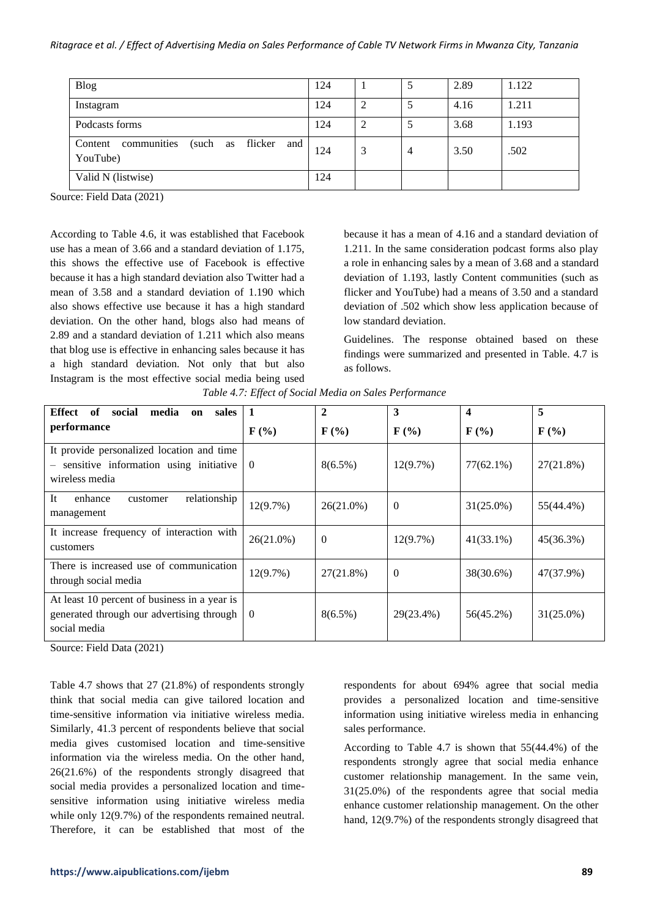| Blog | 124 | 1 | 5 | 2.89 | 1.122 |
|---|---|---|---|---|---|
| Instagram | 124 | 2 | 5 | 4.16 | 1.211 |
| Podcasts forms | 124 | 2 | 5 | 3.68 | 1.193 |
| Content communities (such as flicker and YouTube) | 124 | 3 | 4 | 3.50 | .502 |
| Valid N (listwise) | 124 | | | | |

Source: Field Data (2021)

According to Table 4.6, it was established that Facebook use has a mean of 3.66 and a standard deviation of 1.175, this shows the effective use of Facebook is effective because it has a high standard deviation also Twitter had a mean of 3.58 and a standard deviation of 1.190 which also shows effective use because it has a high standard deviation. On the other hand, blogs also had means of 2.89 and a standard deviation of 1.211 which also means that blog use is effective in enhancing sales because it has a high standard deviation. Not only that but also Instagram is the most effective social media being used because it has a mean of 4.16 and a standard deviation of 1.211. In the same consideration podcast forms also play a role in enhancing sales by a mean of 3.68 and a standard deviation of 1.193, lastly Content communities (such as flicker and YouTube) had a means of 3.50 and a standard deviation of .502 which show less application because of low standard deviation.

Guidelines. The response obtained based on these findings were summarized and presented in Table. 4.7 is as follows.

*Table 4.7: Effect of Social Media on Sales Performance*

| Effect of social media on sales performance | 1<br>F (%) | 2<br>F (%) | 3<br>F (%) | 4<br>F (%) | 5<br>F (%) |
|---|---|---|---|---|---|
| It provide personalized location and time – sensitive information using initiative wireless media | 0 | 8(6.5%) | 12(9.7%) | 77(62.1%) | 27(21.8%) |
| It enhance customer relationship management | 12(9.7%) | 26(21.0%) | 0 | 31(25.0%) | 55(44.4%) |
| It increase frequency of interaction with customers | 26(21.0%) | 0 | 12(9.7%) | 41(33.1%) | 45(36.3%) |
| There is increased use of communication through social media | 12(9.7%) | 27(21.8%) | 0 | 38(30.6%) | 47(37.9%) |
| At least 10 percent of business in a year is generated through our advertising through social media | 0 | 8(6.5%) | 29(23.4%) | 56(45.2%) | 31(25.0%) |

Source: Field Data (2021)

Table 4.7 shows that 27 (21.8%) of respondents strongly think that social media can give tailored location and time-sensitive information via initiative wireless media. Similarly, 41.3 percent of respondents believe that social media gives customised location and time-sensitive information via the wireless media. On the other hand, 26(21.6%) of the respondents strongly disagreed that social media provides a personalized location and time-sensitive information using initiative wireless media while only 12(9.7%) of the respondents remained neutral. Therefore, it can be established that most of the respondents for about 694% agree that social media provides a personalized location and time-sensitive information using initiative wireless media in enhancing sales performance.

According to Table 4.7 is shown that 55(44.4%) of the respondents strongly agree that social media enhance customer relationship management. In the same vein, 31(25.0%) of the respondents agree that social media enhance customer relationship management. On the other hand, 12(9.7%) of the respondents strongly disagreed that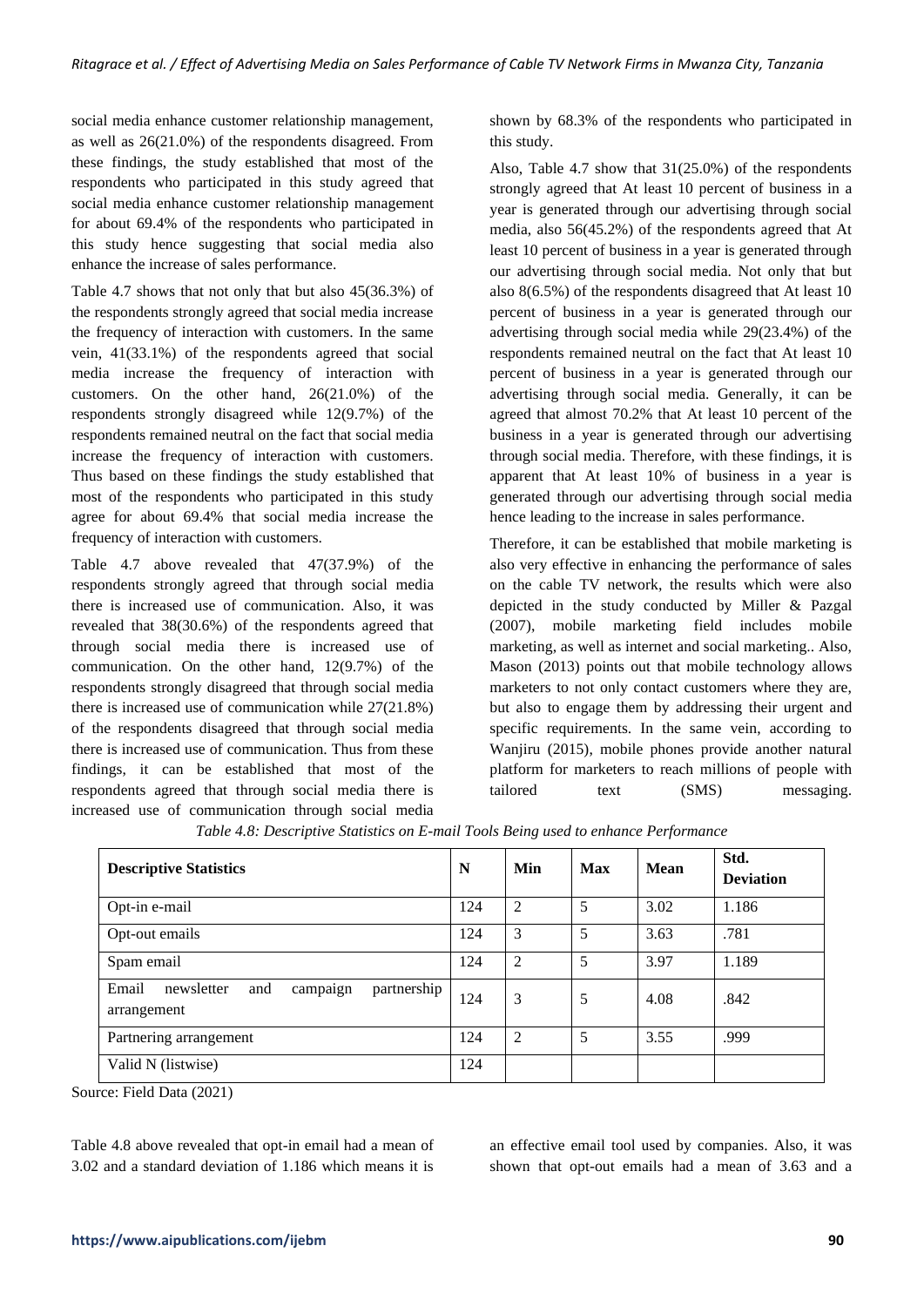social media enhance customer relationship management, as well as 26(21.0%) of the respondents disagreed. From these findings, the study established that most of the respondents who participated in this study agreed that social media enhance customer relationship management for about 69.4% of the respondents who participated in this study hence suggesting that social media also enhance the increase of sales performance.

Table 4.7 shows that not only that but also 45(36.3%) of the respondents strongly agreed that social media increase the frequency of interaction with customers. In the same vein, 41(33.1%) of the respondents agreed that social media increase the frequency of interaction with customers. On the other hand, 26(21.0%) of the respondents strongly disagreed while 12(9.7%) of the respondents remained neutral on the fact that social media increase the frequency of interaction with customers. Thus based on these findings the study established that most of the respondents who participated in this study agree for about 69.4% that social media increase the frequency of interaction with customers.

Table 4.7 above revealed that 47(37.9%) of the respondents strongly agreed that through social media there is increased use of communication. Also, it was revealed that 38(30.6%) of the respondents agreed that through social media there is increased use of communication. On the other hand, 12(9.7%) of the respondents strongly disagreed that through social media there is increased use of communication while 27(21.8%) of the respondents disagreed that through social media there is increased use of communication. Thus from these findings, it can be established that most of the respondents agreed that through social media there is increased use of communication through social media shown by 68.3% of the respondents who participated in this study.

Also, Table 4.7 show that 31(25.0%) of the respondents strongly agreed that At least 10 percent of business in a year is generated through our advertising through social media, also 56(45.2%) of the respondents agreed that At least 10 percent of business in a year is generated through our advertising through social media. Not only that but also 8(6.5%) of the respondents disagreed that At least 10 percent of business in a year is generated through our advertising through social media while 29(23.4%) of the respondents remained neutral on the fact that At least 10 percent of business in a year is generated through our advertising through social media. Generally, it can be agreed that almost 70.2% that At least 10 percent of the business in a year is generated through our advertising through social media. Therefore, with these findings, it is apparent that At least 10% of business in a year is generated through our advertising through social media hence leading to the increase in sales performance.

Therefore, it can be established that mobile marketing is also very effective in enhancing the performance of sales on the cable TV network, the results which were also depicted in the study conducted by Miller & Pazgal (2007), mobile marketing field includes mobile marketing, as well as internet and social marketing.. Also, Mason (2013) points out that mobile technology allows marketers to not only contact customers where they are, but also to engage them by addressing their urgent and specific requirements. In the same vein, according to Wanjiru (2015), mobile phones provide another natural platform for marketers to reach millions of people with tailored text (SMS) messaging.

*Table 4.8: Descriptive Statistics on E-mail Tools Being used to enhance Performance*

| Descriptive Statistics | N | Min | Max | Mean | Std. Deviation |
|---|---|---|---|---|---|
| Opt-in e-mail | 124 | 2 | 5 | 3.02 | 1.186 |
| Opt-out emails | 124 | 3 | 5 | 3.63 | .781 |
| Spam email | 124 | 2 | 5 | 3.97 | 1.189 |
| Email newsletter and campaign partnership arrangement | 124 | 3 | 5 | 4.08 | .842 |
| Partnering arrangement | 124 | 2 | 5 | 3.55 | .999 |
| Valid N (listwise) | 124 | | | | |

Source: Field Data (2021)

Table 4.8 above revealed that opt-in email had a mean of 3.02 and a standard deviation of 1.186 which means it is an effective email tool used by companies. Also, it was shown that opt-out emails had a mean of 3.63 and a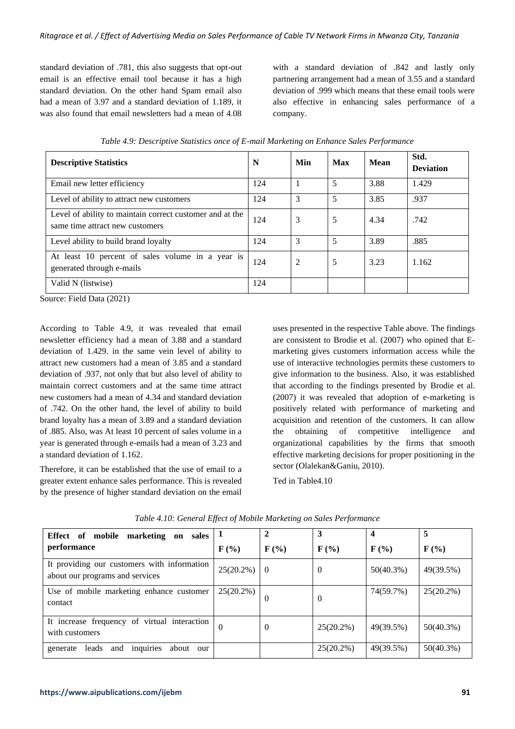standard deviation of .781, this also suggests that opt-out email is an effective email tool because it has a high standard deviation. On the other hand Spam email also had a mean of 3.97 and a standard deviation of 1.189, it was also found that email newsletters had a mean of 4.08 with a standard deviation of .842 and lastly only partnering arrangement had a mean of 3.55 and a standard deviation of .999 which means that these email tools were also effective in enhancing sales performance of a company.

*Table 4.9: Descriptive Statistics once of E-mail Marketing on Enhance Sales Performance*

| Descriptive Statistics | N | Min | Max | Mean | Std. Deviation |
|---|---|---|---|---|---|
| Email new letter efficiency | 124 | 1 | 5 | 3.88 | 1.429 |
| Level of ability to attract new customers | 124 | 3 | 5 | 3.85 | .937 |
| Level of ability to maintain correct customer and at the same time attract new customers | 124 | 3 | 5 | 4.34 | .742 |
| Level ability to build brand loyalty | 124 | 3 | 5 | 3.89 | .885 |
| At least 10 percent of sales volume in a year is generated through e-mails | 124 | 2 | 5 | 3.23 | 1.162 |
| Valid N (listwise) | 124 | | | | |

Source: Field Data (2021)

According to Table 4.9, it was revealed that email newsletter efficiency had a mean of 3.88 and a standard deviation of 1.429. in the same vein level of ability to attract new customers had a mean of 3.85 and a standard deviation of .937, not only that but also level of ability to maintain correct customers and at the same time attract new customers had a mean of 4.34 and standard deviation of .742. On the other hand, the level of ability to build brand loyalty has a mean of 3.89 and a standard deviation of .885. Also, was At least 10 percent of sales volume in a year is generated through e-emails had a mean of 3.23 and a standard deviation of 1.162.

Therefore, it can be established that the use of email to a greater extent enhance sales performance. This is revealed by the presence of higher standard deviation on the email uses presented in the respective Table above. The findings are consistent to Brodie et al. (2007) who opined that E-marketing gives customers information access while the use of interactive technologies permits these customers to give information to the business. Also, it was established that according to the findings presented by Brodie et al. (2007) it was revealed that adoption of e-marketing is positively related with performance of marketing and acquisition and retention of the customers. It can allow the obtaining of competitive intelligence and organizational capabilities by the firms that smooth effective marketing decisions for proper positioning in the sector (Olalekan&Ganiu, 2010).

Ted in Table4.10

*Table 4.10: General Effect of Mobile Marketing on Sales Performance*

| Effect of mobile marketing on sales performance | 1<br>F (%) | 2<br>F (%) | 3<br>F (%) | 4<br>F (%) | 5<br>F (%) |
|---|---|---|---|---|---|
| It providing our customers with information about our programs and services | 25(20.2%) | 0 | 0 | 50(40.3%) | 49(39.5%) |
| Use of mobile marketing enhance customer contact | 25(20.2%) | 0 | 0 | 74(59.7%) | 25(20.2%) |
| It increase frequency of virtual interaction with customers | 0 | 0 | 25(20.2%) | 49(39.5%) | 50(40.3%) |
| generate leads and inquiries about our | | | 25(20.2%) | 49(39.5%) | 50(40.3%) |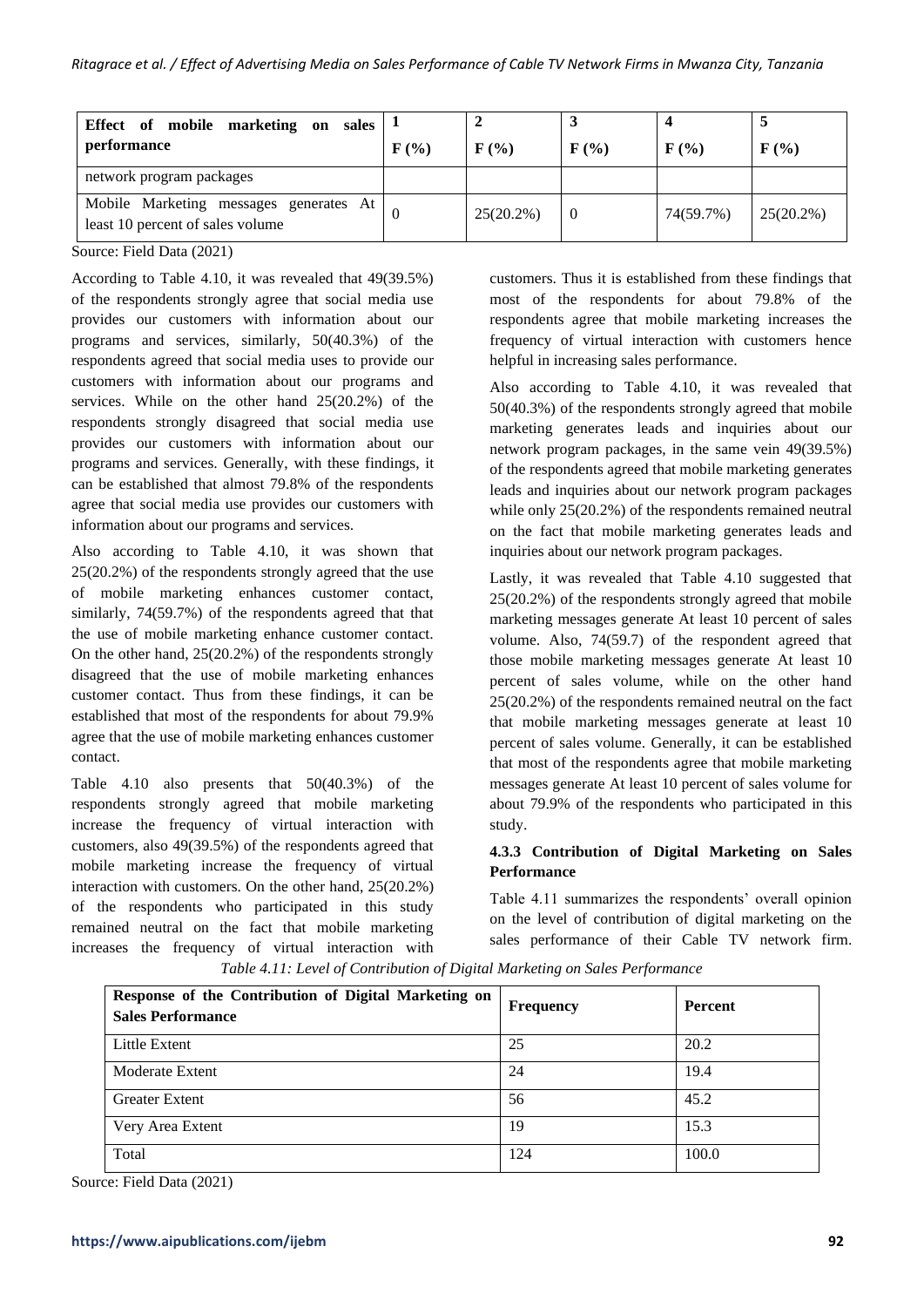| Effect of mobile marketing on sales performance | 1<br>F (%) | 2<br>F (%) | 3<br>F (%) | 4<br>F (%) | 5<br>F (%) |
|---|---|---|---|---|---|
| network program packages | | | | | |
| Mobile Marketing messages generates At least 10 percent of sales volume | 0 | 25(20.2%) | 0 | 74(59.7%) | 25(20.2%) |

Source: Field Data (2021)

According to Table 4.10, it was revealed that 49(39.5%) of the respondents strongly agree that social media use provides our customers with information about our programs and services, similarly, 50(40.3%) of the respondents agreed that social media uses to provide our customers with information about our programs and services. While on the other hand 25(20.2%) of the respondents strongly disagreed that social media use provides our customers with information about our programs and services. Generally, with these findings, it can be established that almost 79.8% of the respondents agree that social media use provides our customers with information about our programs and services.

Also according to Table 4.10, it was shown that 25(20.2%) of the respondents strongly agreed that the use of mobile marketing enhances customer contact, similarly, 74(59.7%) of the respondents agreed that that the use of mobile marketing enhance customer contact. On the other hand, 25(20.2%) of the respondents strongly disagreed that the use of mobile marketing enhances customer contact. Thus from these findings, it can be established that most of the respondents for about 79.9% agree that the use of mobile marketing enhances customer contact.

Table 4.10 also presents that 50(40.3%) of the respondents strongly agreed that mobile marketing increase the frequency of virtual interaction with customers, also 49(39.5%) of the respondents agreed that mobile marketing increase the frequency of virtual interaction with customers. On the other hand, 25(20.2%) of the respondents who participated in this study remained neutral on the fact that mobile marketing increases the frequency of virtual interaction with customers. Thus it is established from these findings that most of the respondents for about 79.8% of the respondents agree that mobile marketing increases the frequency of virtual interaction with customers hence helpful in increasing sales performance.

Also according to Table 4.10, it was revealed that 50(40.3%) of the respondents strongly agreed that mobile marketing generates leads and inquiries about our network program packages, in the same vein 49(39.5%) of the respondents agreed that mobile marketing generates leads and inquiries about our network program packages while only 25(20.2%) of the respondents remained neutral on the fact that mobile marketing generates leads and inquiries about our network program packages.

Lastly, it was revealed that Table 4.10 suggested that 25(20.2%) of the respondents strongly agreed that mobile marketing messages generate At least 10 percent of sales volume. Also, 74(59.7) of the respondent agreed that those mobile marketing messages generate At least 10 percent of sales volume, while on the other hand 25(20.2%) of the respondents remained neutral on the fact that mobile marketing messages generate at least 10 percent of sales volume. Generally, it can be established that most of the respondents agree that mobile marketing messages generate At least 10 percent of sales volume for about 79.9% of the respondents who participated in this study.

### 4.3.3 Contribution of Digital Marketing on Sales Performance

Table 4.11 summarizes the respondents' overall opinion on the level of contribution of digital marketing on the sales performance of their Cable TV network firm.

*Table 4.11: Level of Contribution of Digital Marketing on Sales Performance*

| Response of the Contribution of Digital Marketing on Sales Performance | Frequency | Percent |
|---|---|---|
| Little Extent | 25 | 20.2 |
| Moderate Extent | 24 | 19.4 |
| Greater Extent | 56 | 45.2 |
| Very Area Extent | 19 | 15.3 |
| Total | 124 | 100.0 |

Source: Field Data (2021)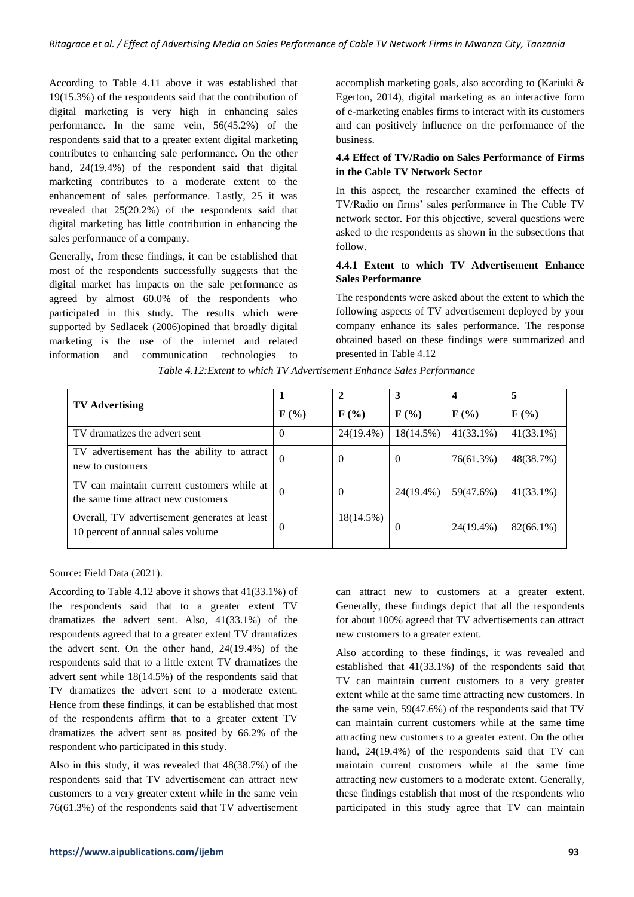According to Table 4.11 above it was established that 19(15.3%) of the respondents said that the contribution of digital marketing is very high in enhancing sales performance. In the same vein, 56(45.2%) of the respondents said that to a greater extent digital marketing contributes to enhancing sale performance. On the other hand, 24(19.4%) of the respondent said that digital marketing contributes to a moderate extent to the enhancement of sales performance. Lastly, 25 it was revealed that 25(20.2%) of the respondents said that digital marketing has little contribution in enhancing the sales performance of a company.

Generally, from these findings, it can be established that most of the respondents successfully suggests that the digital market has impacts on the sale performance as agreed by almost 60.0% of the respondents who participated in this study. The results which were supported by Sedlacek (2006)opined that broadly digital marketing is the use of the internet and related information and communication technologies to accomplish marketing goals, also according to (Kariuki & Egerton, 2014), digital marketing as an interactive form of e-marketing enables firms to interact with its customers and can positively influence on the performance of the business.

### 4.4 Effect of TV/Radio on Sales Performance of Firms in the Cable TV Network Sector

In this aspect, the researcher examined the effects of TV/Radio on firms' sales performance in The Cable TV network sector. For this objective, several questions were asked to the respondents as shown in the subsections that follow.

#### 4.4.1 Extent to which TV Advertisement Enhance Sales Performance

The respondents were asked about the extent to which the following aspects of TV advertisement deployed by your company enhance its sales performance. The response obtained based on these findings were summarized and presented in Table 4.12

*Table 4.12:Extent to which TV Advertisement Enhance Sales Performance*

| TV Advertising | 1 | 2 | 3 | 4 | 5 |
|---|---|---|---|---|---|
| | F (%) | F (%) | F (%) | F (%) | F (%) |
| TV dramatizes the advert sent | 0 | 24(19.4%) | 18(14.5%) | 41(33.1%) | 41(33.1%) |
| TV advertisement has the ability to attract new to customers | 0 | 0 | 0 | 76(61.3%) | 48(38.7%) |
| TV can maintain current customers while at the same time attract new customers | 0 | 0 | 24(19.4%) | 59(47.6%) | 41(33.1%) |
| Overall, TV advertisement generates at least 10 percent of annual sales volume | 0 | 18(14.5%) | 0 | 24(19.4%) | 82(66.1%) |

Source: Field Data (2021).

According to Table 4.12 above it shows that 41(33.1%) of the respondents said that to a greater extent TV dramatizes the advert sent. Also, 41(33.1%) of the respondents agreed that to a greater extent TV dramatizes the advert sent. On the other hand, 24(19.4%) of the respondents said that to a little extent TV dramatizes the advert sent while 18(14.5%) of the respondents said that TV dramatizes the advert sent to a moderate extent. Hence from these findings, it can be established that most of the respondents affirm that to a greater extent TV dramatizes the advert sent as posited by 66.2% of the respondent who participated in this study.

Also in this study, it was revealed that 48(38.7%) of the respondents said that TV advertisement can attract new customers to a very greater extent while in the same vein 76(61.3%) of the respondents said that TV advertisement can attract new to customers at a greater extent. Generally, these findings depict that all the respondents for about 100% agreed that TV advertisements can attract new customers to a greater extent.

Also according to these findings, it was revealed and established that 41(33.1%) of the respondents said that TV can maintain current customers to a very greater extent while at the same time attracting new customers. In the same vein, 59(47.6%) of the respondents said that TV can maintain current customers while at the same time attracting new customers to a greater extent. On the other hand, 24(19.4%) of the respondents said that TV can maintain current customers while at the same time attracting new customers to a moderate extent. Generally, these findings establish that most of the respondents who participated in this study agree that TV can maintain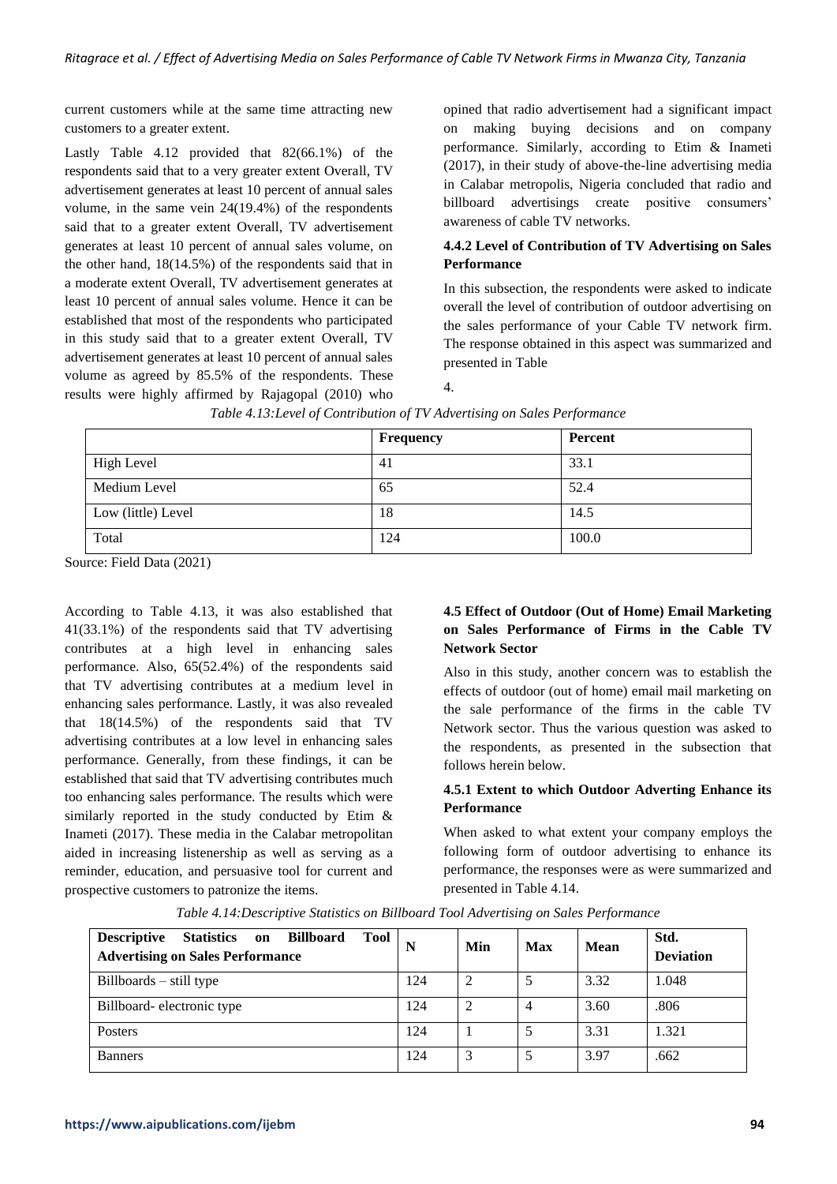current customers while at the same time attracting new customers to a greater extent.

Lastly Table 4.12 provided that 82(66.1%) of the respondents said that to a very greater extent Overall, TV advertisement generates at least 10 percent of annual sales volume, in the same vein 24(19.4%) of the respondents said that to a greater extent Overall, TV advertisement generates at least 10 percent of annual sales volume, on the other hand, 18(14.5%) of the respondents said that in a moderate extent Overall, TV advertisement generates at least 10 percent of annual sales volume. Hence it can be established that most of the respondents who participated in this study said that to a greater extent Overall, TV advertisement generates at least 10 percent of annual sales volume as agreed by 85.5% of the respondents. These results were highly affirmed by Rajagopal (2010) who opined that radio advertisement had a significant impact on making buying decisions and on company performance. Similarly, according to Etim & Inameti (2017), in their study of above-the-line advertising media in Calabar metropolis, Nigeria concluded that radio and billboard advertisings create positive consumers' awareness of cable TV networks.

### 4.4.2 Level of Contribution of TV Advertising on Sales Performance

In this subsection, the respondents were asked to indicate overall the level of contribution of outdoor advertising on the sales performance of your Cable TV network firm. The response obtained in this aspect was summarized and presented in Table

4.

*Table 4.13:Level of Contribution of TV Advertising on Sales Performance*

| | Frequency | Percent |
|---|---|---|
| High Level | 41 | 33.1 |
| Medium Level | 65 | 52.4 |
| Low (little) Level | 18 | 14.5 |
| Total | 124 | 100.0 |

Source: Field Data (2021)

According to Table 4.13, it was also established that 41(33.1%) of the respondents said that TV advertising contributes at a high level in enhancing sales performance. Also, 65(52.4%) of the respondents said that TV advertising contributes at a medium level in enhancing sales performance. Lastly, it was also revealed that 18(14.5%) of the respondents said that TV advertising contributes at a low level in enhancing sales performance. Generally, from these findings, it can be established that said that TV advertising contributes much too enhancing sales performance. The results which were similarly reported in the study conducted by Etim & Inameti (2017). These media in the Calabar metropolitan aided in increasing listenership as well as serving as a reminder, education, and persuasive tool for current and prospective customers to patronize the items.

## 4.5 Effect of Outdoor (Out of Home) Email Marketing on Sales Performance of Firms in the Cable TV Network Sector

Also in this study, another concern was to establish the effects of outdoor (out of home) email mail marketing on the sale performance of the firms in the cable TV Network sector. Thus the various question was asked to the respondents, as presented in the subsection that follows herein below.

### 4.5.1 Extent to which Outdoor Adverting Enhance its Performance

When asked to what extent your company employs the following form of outdoor advertising to enhance its performance, the responses were as were summarized and presented in Table 4.14.

*Table 4.14:Descriptive Statistics on Billboard Tool Advertising on Sales Performance*

| Descriptive Statistics on Billboard Tool Advertising on Sales Performance | N | Min | Max | Mean | Std. Deviation |
|---|---|---|---|---|---|
| Billboards – still type | 124 | 2 | 5 | 3.32 | 1.048 |
| Billboard- electronic type | 124 | 2 | 4 | 3.60 | .806 |
| Posters | 124 | 1 | 5 | 3.31 | 1.321 |
| Banners | 124 | 3 | 5 | 3.97 | .662 |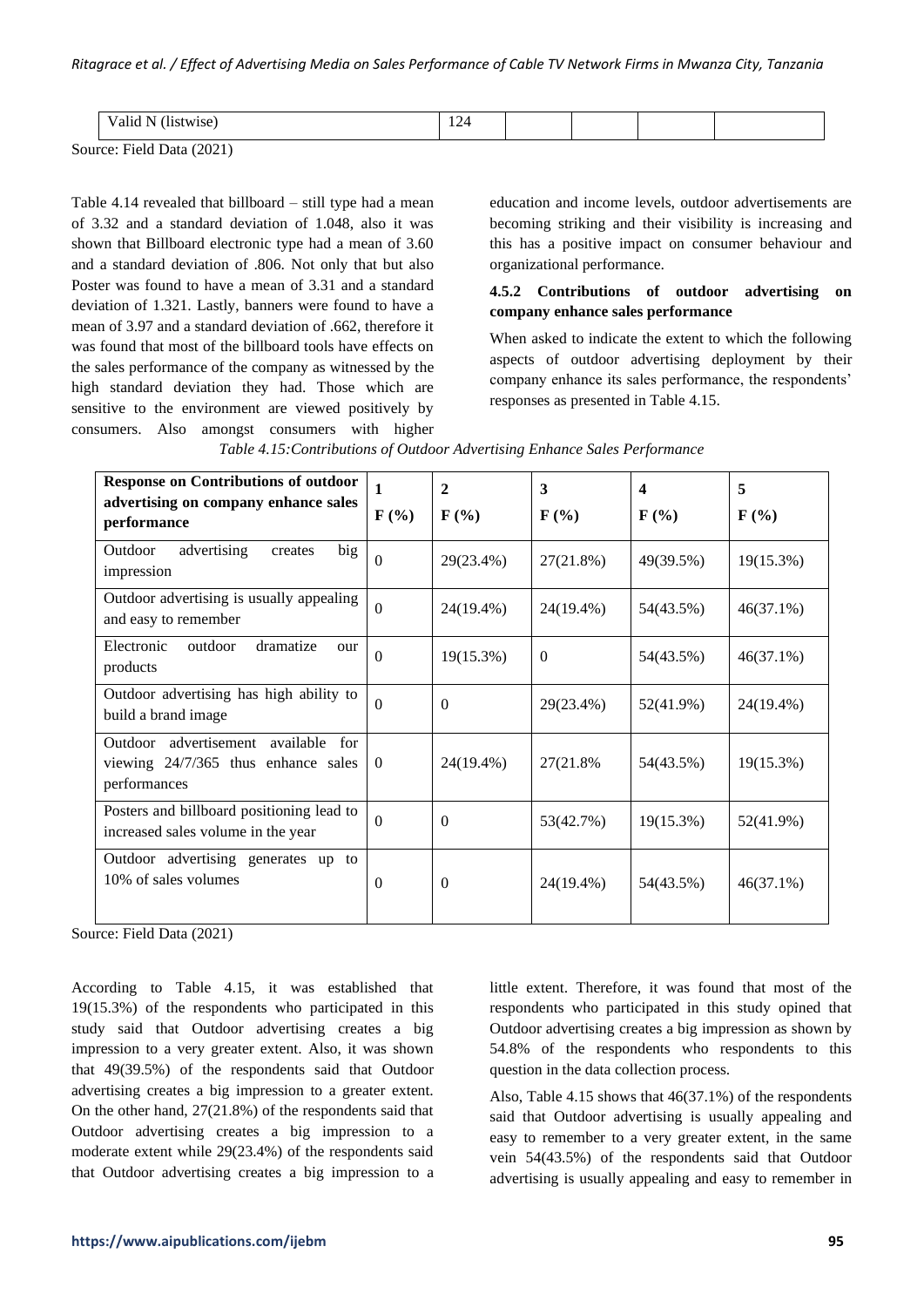| Valid N (listwise) | 124 | | | | |
|---|---|---|---|---|---|

Source: Field Data (2021)

Table 4.14 revealed that billboard – still type had a mean of 3.32 and a standard deviation of 1.048, also it was shown that Billboard electronic type had a mean of 3.60 and a standard deviation of .806. Not only that but also Poster was found to have a mean of 3.31 and a standard deviation of 1.321. Lastly, banners were found to have a mean of 3.97 and a standard deviation of .662, therefore it was found that most of the billboard tools have effects on the sales performance of the company as witnessed by the high standard deviation they had. Those which are sensitive to the environment are viewed positively by consumers. Also amongst consumers with higher education and income levels, outdoor advertisements are becoming striking and their visibility is increasing and this has a positive impact on consumer behaviour and organizational performance.

### 4.5.2 Contributions of outdoor advertising on company enhance sales performance

When asked to indicate the extent to which the following aspects of outdoor advertising deployment by their company enhance its sales performance, the respondents' responses as presented in Table 4.15.

*Table 4.15:Contributions of Outdoor Advertising Enhance Sales Performance*

| Response on Contributions of outdoor advertising on company enhance sales performance | 1 F (%) | 2 F (%) | 3 F (%) | 4 F (%) | 5 F (%) |
|---|---|---|---|---|---|
| Outdoor advertising creates big impression | 0 | 29(23.4%) | 27(21.8%) | 49(39.5%) | 19(15.3%) |
| Outdoor advertising is usually appealing and easy to remember | 0 | 24(19.4%) | 24(19.4%) | 54(43.5%) | 46(37.1%) |
| Electronic outdoor dramatize our products | 0 | 19(15.3%) | 0 | 54(43.5%) | 46(37.1%) |
| Outdoor advertising has high ability to build a brand image | 0 | 0 | 29(23.4%) | 52(41.9%) | 24(19.4%) |
| Outdoor advertisement available for viewing 24/7/365 thus enhance sales performances | 0 | 24(19.4%) | 27(21.8% | 54(43.5%) | 19(15.3%) |
| Posters and billboard positioning lead to increased sales volume in the year | 0 | 0 | 53(42.7%) | 19(15.3%) | 52(41.9%) |
| Outdoor advertising generates up to 10% of sales volumes | 0 | 0 | 24(19.4%) | 54(43.5%) | 46(37.1%) |

Source: Field Data (2021)

According to Table 4.15, it was established that 19(15.3%) of the respondents who participated in this study said that Outdoor advertising creates a big impression to a very greater extent. Also, it was shown that 49(39.5%) of the respondents said that Outdoor advertising creates a big impression to a greater extent. On the other hand, 27(21.8%) of the respondents said that Outdoor advertising creates a big impression to a moderate extent while 29(23.4%) of the respondents said that Outdoor advertising creates a big impression to a little extent. Therefore, it was found that most of the respondents who participated in this study opined that Outdoor advertising creates a big impression as shown by 54.8% of the respondents who respondents to this question in the data collection process.

Also, Table 4.15 shows that 46(37.1%) of the respondents said that Outdoor advertising is usually appealing and easy to remember to a very greater extent, in the same vein 54(43.5%) of the respondents said that Outdoor advertising is usually appealing and easy to remember in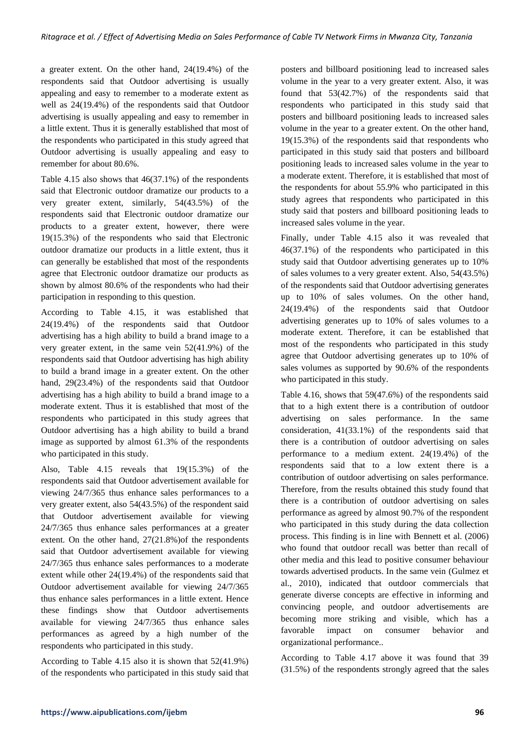a greater extent. On the other hand, 24(19.4%) of the respondents said that Outdoor advertising is usually appealing and easy to remember to a moderate extent as well as 24(19.4%) of the respondents said that Outdoor advertising is usually appealing and easy to remember in a little extent. Thus it is generally established that most of the respondents who participated in this study agreed that Outdoor advertising is usually appealing and easy to remember for about 80.6%.

Table 4.15 also shows that 46(37.1%) of the respondents said that Electronic outdoor dramatize our products to a very greater extent, similarly, 54(43.5%) of the respondents said that Electronic outdoor dramatize our products to a greater extent, however, there were 19(15.3%) of the respondents who said that Electronic outdoor dramatize our products in a little extent, thus it can generally be established that most of the respondents agree that Electronic outdoor dramatize our products as shown by almost 80.6% of the respondents who had their participation in responding to this question.

According to Table 4.15, it was established that 24(19.4%) of the respondents said that Outdoor advertising has a high ability to build a brand image to a very greater extent, in the same vein 52(41.9%) of the respondents said that Outdoor advertising has high ability to build a brand image in a greater extent. On the other hand, 29(23.4%) of the respondents said that Outdoor advertising has a high ability to build a brand image to a moderate extent. Thus it is established that most of the respondents who participated in this study agrees that Outdoor advertising has a high ability to build a brand image as supported by almost 61.3% of the respondents who participated in this study.

Also, Table 4.15 reveals that 19(15.3%) of the respondents said that Outdoor advertisement available for viewing 24/7/365 thus enhance sales performances to a very greater extent, also 54(43.5%) of the respondent said that Outdoor advertisement available for viewing 24/7/365 thus enhance sales performances at a greater extent. On the other hand, 27(21.8%)of the respondents said that Outdoor advertisement available for viewing 24/7/365 thus enhance sales performances to a moderate extent while other 24(19.4%) of the respondents said that Outdoor advertisement available for viewing 24/7/365 thus enhance sales performances in a little extent. Hence these findings show that Outdoor advertisements available for viewing 24/7/365 thus enhance sales performances as agreed by a high number of the respondents who participated in this study.

According to Table 4.15 also it is shown that 52(41.9%) of the respondents who participated in this study said that posters and billboard positioning lead to increased sales volume in the year to a very greater extent. Also, it was found that 53(42.7%) of the respondents said that respondents who participated in this study said that posters and billboard positioning leads to increased sales volume in the year to a greater extent. On the other hand, 19(15.3%) of the respondents said that respondents who participated in this study said that posters and billboard positioning leads to increased sales volume in the year to a moderate extent. Therefore, it is established that most of the respondents for about 55.9% who participated in this study agrees that respondents who participated in this study said that posters and billboard positioning leads to increased sales volume in the year.

Finally, under Table 4.15 also it was revealed that 46(37.1%) of the respondents who participated in this study said that Outdoor advertising generates up to 10% of sales volumes to a very greater extent. Also, 54(43.5%) of the respondents said that Outdoor advertising generates up to 10% of sales volumes. On the other hand, 24(19.4%) of the respondents said that Outdoor advertising generates up to 10% of sales volumes to a moderate extent. Therefore, it can be established that most of the respondents who participated in this study agree that Outdoor advertising generates up to 10% of sales volumes as supported by 90.6% of the respondents who participated in this study.

Table 4.16, shows that 59(47.6%) of the respondents said that to a high extent there is a contribution of outdoor advertising on sales performance. In the same consideration, 41(33.1%) of the respondents said that there is a contribution of outdoor advertising on sales performance to a medium extent. 24(19.4%) of the respondents said that to a low extent there is a contribution of outdoor advertising on sales performance. Therefore, from the results obtained this study found that there is a contribution of outdoor advertising on sales performance as agreed by almost 90.7% of the respondent who participated in this study during the data collection process. This finding is in line with Bennett et al. (2006) who found that outdoor recall was better than recall of other media and this lead to positive consumer behaviour towards advertised products. In the same vein (Gulmez et al., 2010), indicated that outdoor commercials that generate diverse concepts are effective in informing and convincing people, and outdoor advertisements are becoming more striking and visible, which has a favorable impact on consumer behavior and organizational performance..

According to Table 4.17 above it was found that 39 (31.5%) of the respondents strongly agreed that the sales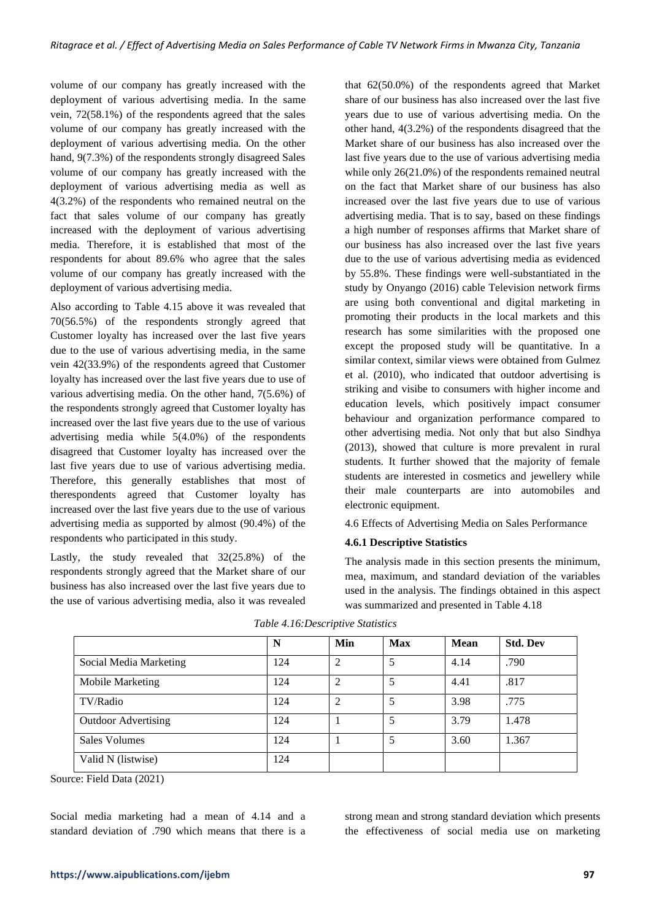volume of our company has greatly increased with the deployment of various advertising media. In the same vein, 72(58.1%) of the respondents agreed that the sales volume of our company has greatly increased with the deployment of various advertising media. On the other hand, 9(7.3%) of the respondents strongly disagreed Sales volume of our company has greatly increased with the deployment of various advertising media as well as 4(3.2%) of the respondents who remained neutral on the fact that sales volume of our company has greatly increased with the deployment of various advertising media. Therefore, it is established that most of the respondents for about 89.6% who agree that the sales volume of our company has greatly increased with the deployment of various advertising media.

Also according to Table 4.15 above it was revealed that 70(56.5%) of the respondents strongly agreed that Customer loyalty has increased over the last five years due to the use of various advertising media, in the same vein 42(33.9%) of the respondents agreed that Customer loyalty has increased over the last five years due to use of various advertising media. On the other hand, 7(5.6%) of the respondents strongly agreed that Customer loyalty has increased over the last five years due to the use of various advertising media while 5(4.0%) of the respondents disagreed that Customer loyalty has increased over the last five years due to use of various advertising media. Therefore, this generally establishes that most of therespondents agreed that Customer loyalty has increased over the last five years due to the use of various advertising media as supported by almost (90.4%) of the respondents who participated in this study.

Lastly, the study revealed that 32(25.8%) of the respondents strongly agreed that the Market share of our business has also increased over the last five years due to the use of various advertising media, also it was revealed that 62(50.0%) of the respondents agreed that Market share of our business has also increased over the last five years due to use of various advertising media. On the other hand, 4(3.2%) of the respondents disagreed that the Market share of our business has also increased over the last five years due to the use of various advertising media while only 26(21.0%) of the respondents remained neutral on the fact that Market share of our business has also increased over the last five years due to use of various advertising media. That is to say, based on these findings a high number of responses affirms that Market share of our business has also increased over the last five years due to the use of various advertising media as evidenced by 55.8%. These findings were well-substantiated in the study by Onyango (2016) cable Television network firms are using both conventional and digital marketing in promoting their products in the local markets and this research has some similarities with the proposed one except the proposed study will be quantitative. In a similar context, similar views were obtained from Gulmez et al. (2010), who indicated that outdoor advertising is striking and visibe to consumers with higher income and education levels, which positively impact consumer behaviour and organization performance compared to other advertising media. Not only that but also Sindhya (2013), showed that culture is more prevalent in rural students. It further showed that the majority of female students are interested in cosmetics and jewellery while their male counterparts are into automobiles and electronic equipment.

4.6 Effects of Advertising Media on Sales Performance

### 4.6.1 Descriptive Statistics

The analysis made in this section presents the minimum, mea, maximum, and standard deviation of the variables used in the analysis. The findings obtained in this aspect was summarized and presented in Table 4.18

*Table 4.16:Descriptive Statistics*

| | N | Min | Max | Mean | Std. Dev |
|---|---|---|---|---|---|
| Social Media Marketing | 124 | 2 | 5 | 4.14 | .790 |
| Mobile Marketing | 124 | 2 | 5 | 4.41 | .817 |
| TV/Radio | 124 | 2 | 5 | 3.98 | .775 |
| Outdoor Advertising | 124 | 1 | 5 | 3.79 | 1.478 |
| Sales Volumes | 124 | 1 | 5 | 3.60 | 1.367 |
| Valid N (listwise) | 124 | | | | |

Source: Field Data (2021)

Social media marketing had a mean of 4.14 and a standard deviation of .790 which means that there is a strong mean and strong standard deviation which presents the effectiveness of social media use on marketing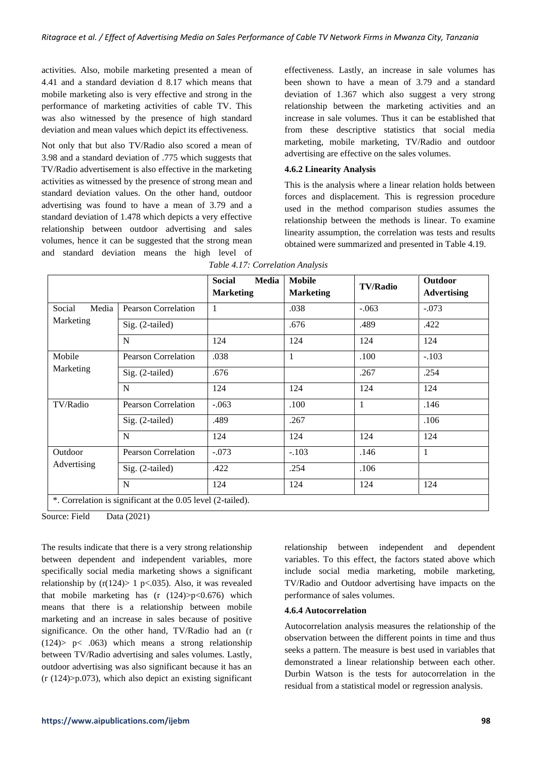activities. Also, mobile marketing presented a mean of 4.41 and a standard deviation d 8.17 which means that mobile marketing also is very effective and strong in the performance of marketing activities of cable TV. This was also witnessed by the presence of high standard deviation and mean values which depict its effectiveness.

Not only that but also TV/Radio also scored a mean of 3.98 and a standard deviation of .775 which suggests that TV/Radio advertisement is also effective in the marketing activities as witnessed by the presence of strong mean and standard deviation values. On the other hand, outdoor advertising was found to have a mean of 3.79 and a standard deviation of 1.478 which depicts a very effective relationship between outdoor advertising and sales volumes, hence it can be suggested that the strong mean and standard deviation means the high level of effectiveness. Lastly, an increase in sale volumes has been shown to have a mean of 3.79 and a standard deviation of 1.367 which also suggest a very strong relationship between the marketing activities and an increase in sale volumes. Thus it can be established that from these descriptive statistics that social media marketing, mobile marketing, TV/Radio and outdoor advertising are effective on the sales volumes.

### 4.6.2 Linearity Analysis

This is the analysis where a linear relation holds between forces and displacement. This is regression procedure used in the method comparison studies assumes the relationship between the methods is linear. To examine linearity assumption, the correlation was tests and results obtained were summarized and presented in Table 4.19.

*Table 4.17: Correlation Analysis*

| | | **Social Media Marketing** | **Mobile Marketing** | **TV/Radio** | **Outdoor Advertising** |
|---|---|---|---|---|---|
| Social Media Marketing | Pearson Correlation | 1 | .038 | -.063 | -.073 |
| | Sig. (2-tailed) | | .676 | .489 | .422 |
| | N | 124 | 124 | 124 | 124 |
| Mobile Marketing | Pearson Correlation | .038 | 1 | .100 | -.103 |
| | Sig. (2-tailed) | .676 | | .267 | .254 |
| | N | 124 | 124 | 124 | 124 |
| TV/Radio | Pearson Correlation | -.063 | .100 | 1 | .146 |
| | Sig. (2-tailed) | .489 | .267 | | .106 |
| | N | 124 | 124 | 124 | 124 |
| Outdoor Advertising | Pearson Correlation | -.073 | -.103 | .146 | 1 |
| | Sig. (2-tailed) | .422 | .254 | .106 | |
| | N | 124 | 124 | 124 | 124 |
| *. Correlation is significant at the 0.05 level (2-tailed). | | | | | |

Source: Field Data (2021)

The results indicate that there is a very strong relationship between dependent and independent variables, more specifically social media marketing shows a significant relationship by (r(124)> 1 p<.035). Also, it was revealed that mobile marketing has (r (124)>p<0.676) which means that there is a relationship between mobile marketing and an increase in sales because of positive significance. On the other hand, TV/Radio had an (r (124)> p< .063) which means a strong relationship between TV/Radio advertising and sales volumes. Lastly, outdoor advertising was also significant because it has an (r (124)>p.073), which also depict an existing significant relationship between independent and dependent variables. To this effect, the factors stated above which include social media marketing, mobile marketing, TV/Radio and Outdoor advertising have impacts on the performance of sales volumes.

### 4.6.4 Autocorrelation

Autocorrelation analysis measures the relationship of the observation between the different points in time and thus seeks a pattern. The measure is best used in variables that demonstrated a linear relationship between each other. Durbin Watson is the tests for autocorrelation in the residual from a statistical model or regression analysis.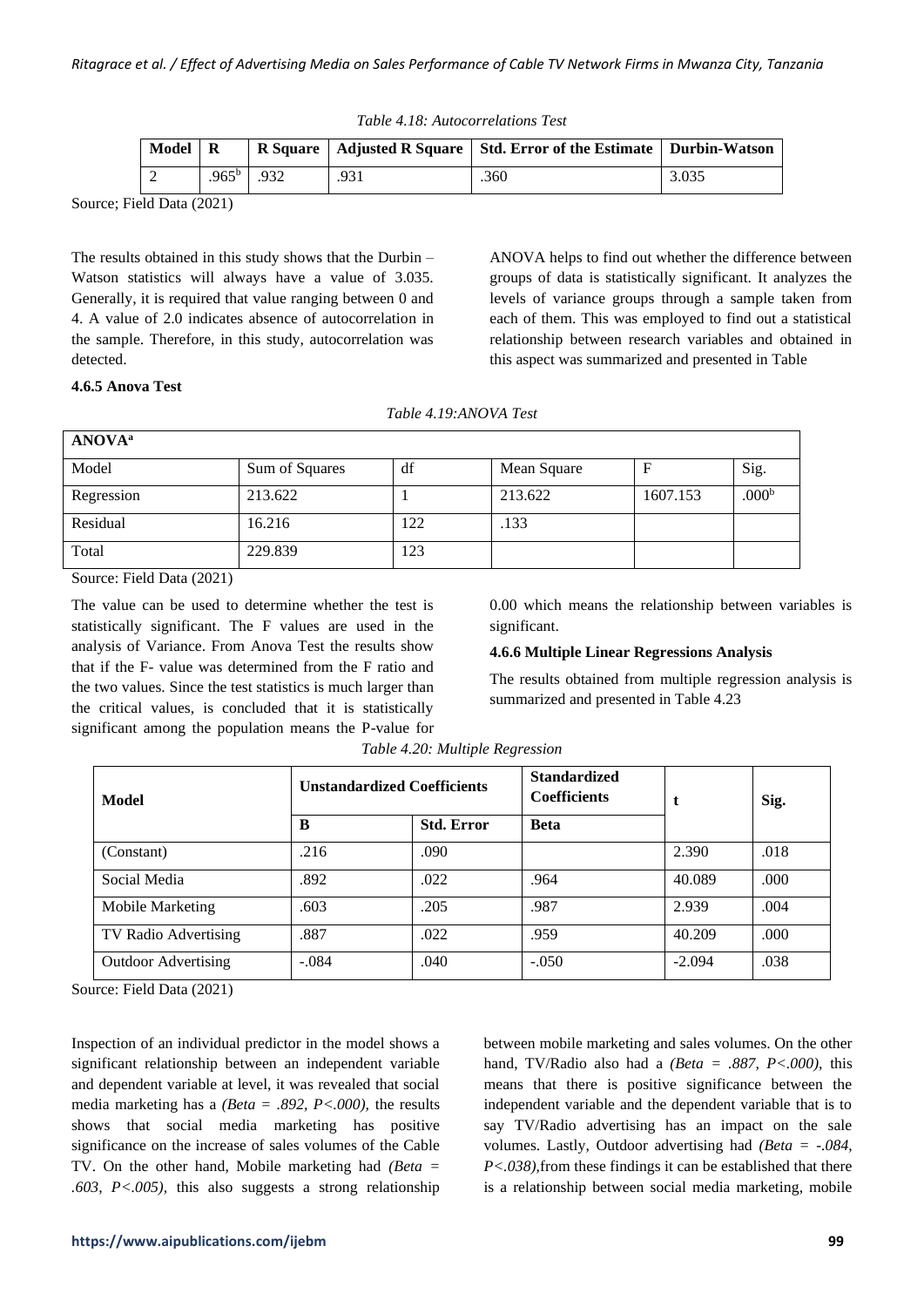*Table 4.18: Autocorrelations Test*

| Model | R | R Square | Adjusted R Square | Std. Error of the Estimate | Durbin-Watson |
|---|---|---|---|---|---|
| 2 | .965[b] | .932 | .931 | .360 | 3.035 |

Source; Field Data (2021)

The results obtained in this study shows that the Durbin – Watson statistics will always have a value of 3.035. Generally, it is required that value ranging between 0 and 4. A value of 2.0 indicates absence of autocorrelation in the sample. Therefore, in this study, autocorrelation was detected.

### 4.6.5 Anova Test

ANOVA helps to find out whether the difference between groups of data is statistically significant. It analyzes the levels of variance groups through a sample taken from each of them. This was employed to find out a statistical relationship between research variables and obtained in this aspect was summarized and presented in Table

*Table 4.19:ANOVA Test*

| ANOVA[a] | | | | | |
|---|---|---|---|---|---|
| Model | Sum of Squares | df | Mean Square | F | Sig. |
| Regression | 213.622 | 1 | 213.622 | 1607.153 | .000[b] |
| Residual | 16.216 | 122 | .133 | | |
| Total | 229.839 | 123 | | | |

Source: Field Data (2021)

The value can be used to determine whether the test is statistically significant. The F values are used in the analysis of Variance. From Anova Test the results show that if the F- value was determined from the F ratio and the two values. Since the test statistics is much larger than the critical values, is concluded that it is statistically significant among the population means the P-value for 0.00 which means the relationship between variables is significant.

### 4.6.6 Multiple Linear Regressions Analysis

The results obtained from multiple regression analysis is summarized and presented in Table 4.23

*Table 4.20: Multiple Regression*

| Model | Unstandardized Coefficients | | Standardized Coefficients | t | Sig. |
|---|---|---|---|---|---|
| | B | Std. Error | Beta | | |
| (Constant) | .216 | .090 | | 2.390 | .018 |
| Social Media | .892 | .022 | .964 | 40.089 | .000 |
| Mobile Marketing | .603 | .205 | .987 | 2.939 | .004 |
| TV Radio Advertising | .887 | .022 | .959 | 40.209 | .000 |
| Outdoor Advertising | -.084 | .040 | -.050 | -2.094 | .038 |

Source: Field Data (2021)

Inspection of an individual predictor in the model shows a significant relationship between an independent variable and dependent variable at level, it was revealed that social media marketing has a *(Beta = .892, P<.000)*, the results shows that social media marketing has positive significance on the increase of sales volumes of the Cable TV. On the other hand, Mobile marketing had *(Beta = .603, P<.005)*, this also suggests a strong relationship between mobile marketing and sales volumes. On the other hand, TV/Radio also had a *(Beta = .887, P<.000)*, this means that there is positive significance between the independent variable and the dependent variable that is to say TV/Radio advertising has an impact on the sale volumes. Lastly, Outdoor advertising had *(Beta = -.084, P<.038)*,from these findings it can be established that there is a relationship between social media marketing, mobile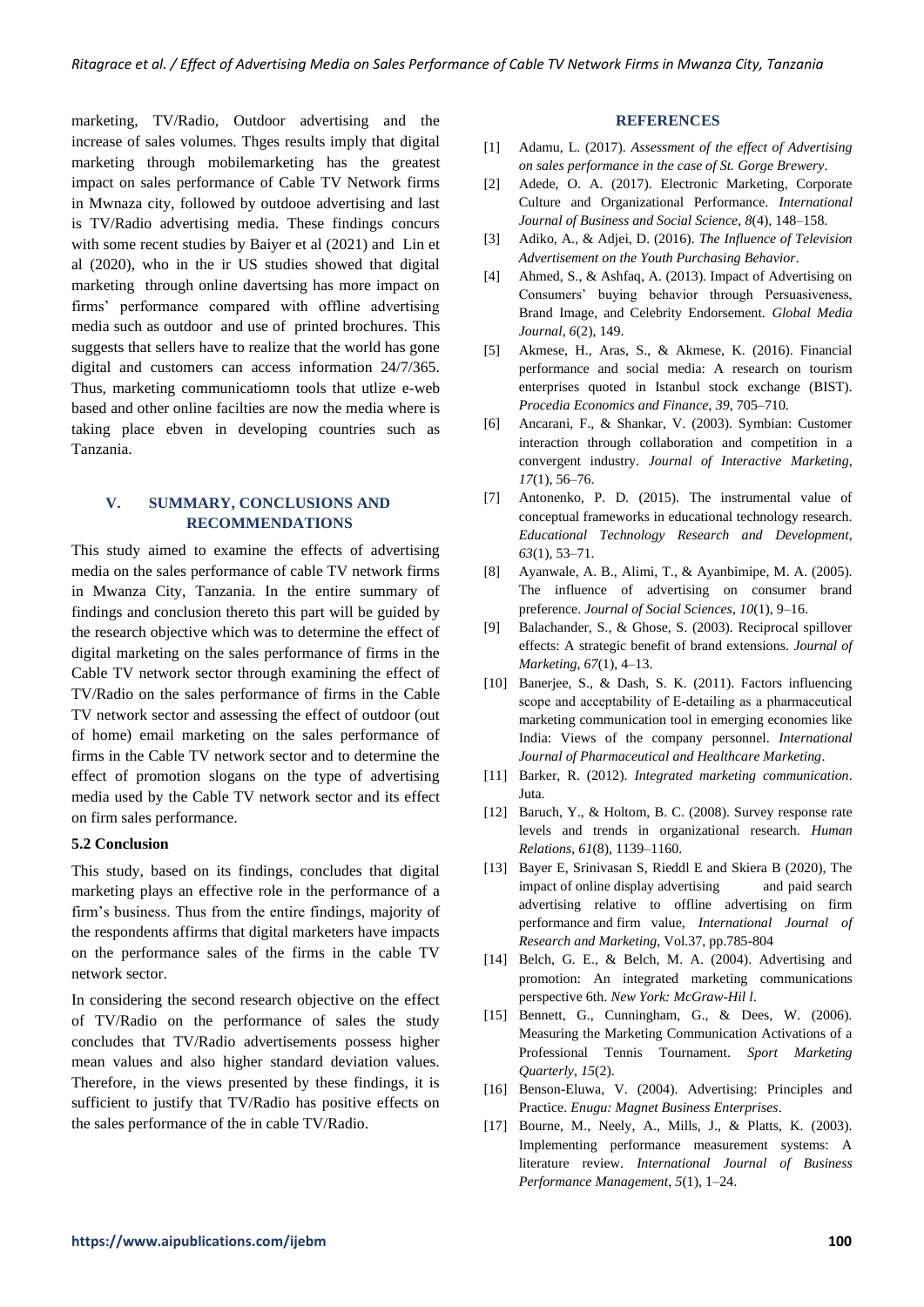marketing, TV/Radio, Outdoor advertising and the increase of sales volumes. Thges results imply that digital marketing through mobilemarketing has the greatest impact on sales performance of Cable TV Network firms in Mwanza city, followed by outdooe advertising and last is TV/Radio advertising media. These findings concurs with some recent studies by Baiyer et al (2021) and Lin et al (2020), who in the ir US studies showed that digital marketing through online davertsing has more impact on firms' performance compared with offline advertising media such as outdoor and use of printed brochures. This suggests that sellers have to realize that the world has gone digital and customers can access information 24/7/365. Thus, marketing communicatiomn tools that utlize e-web based and other online facilties are now the media where is taking place ebven in developing countries such as Tanzania.

## V. SUMMARY, CONCLUSIONS AND RECOMMENDATIONS

This study aimed to examine the effects of advertising media on the sales performance of cable TV network firms in Mwanza City, Tanzania. In the entire summary of findings and conclusion thereto this part will be guided by the research objective which was to determine the effect of digital marketing on the sales performance of firms in the Cable TV network sector through examining the effect of TV/Radio on the sales performance of firms in the Cable TV network sector and assessing the effect of outdoor (out of home) email marketing on the sales performance of firms in the Cable TV network sector and to determine the effect of promotion slogans on the type of advertising media used by the Cable TV network sector and its effect on firm sales performance.

### 5.2 Conclusion

This study, based on its findings, concludes that digital marketing plays an effective role in the performance of a firm's business. Thus from the entire findings, majority of the respondents affirms that digital marketers have impacts on the performance sales of the firms in the cable TV network sector.

In considering the second research objective on the effect of TV/Radio on the performance of sales the study concludes that TV/Radio advertisements possess higher mean values and also higher standard deviation values. Therefore, in the views presented by these findings, it is sufficient to justify that TV/Radio has positive effects on the sales performance of the in cable TV/Radio.

## REFERENCES

[1] Adamu, L. (2017). *Assessment of the effect of Advertising on sales performance in the case of St. Gorge Brewery*.

[2] Adede, O. A. (2017). Electronic Marketing, Corporate Culture and Organizational Performance. *International Journal of Business and Social Science*, *8*(4), 148–158.

[3] Adiko, A., & Adjei, D. (2016). *The Influence of Television Advertisement on the Youth Purchasing Behavior*.

[4] Ahmed, S., & Ashfaq, A. (2013). Impact of Advertising on Consumers' buying behavior through Persuasiveness, Brand Image, and Celebrity Endorsement. *Global Media Journal*, *6*(2), 149.

[5] Akmese, H., Aras, S., & Akmese, K. (2016). Financial performance and social media: A research on tourism enterprises quoted in Istanbul stock exchange (BIST). *Procedia Economics and Finance*, *39*, 705–710.

[6] Ancarani, F., & Shankar, V. (2003). Symbian: Customer interaction through collaboration and competition in a convergent industry. *Journal of Interactive Marketing*, *17*(1), 56–76.

[7] Antonenko, P. D. (2015). The instrumental value of conceptual frameworks in educational technology research. *Educational Technology Research and Development*, *63*(1), 53–71.

[8] Ayanwale, A. B., Alimi, T., & Ayanbimipe, M. A. (2005). The influence of advertising on consumer brand preference. *Journal of Social Sciences*, *10*(1), 9–16.

[9] Balachander, S., & Ghose, S. (2003). Reciprocal spillover effects: A strategic benefit of brand extensions. *Journal of Marketing*, *67*(1), 4–13.

[10] Banerjee, S., & Dash, S. K. (2011). Factors influencing scope and acceptability of E-detailing as a pharmaceutical marketing communication tool in emerging economies like India: Views of the company personnel. *International Journal of Pharmaceutical and Healthcare Marketing*.

[11] Barker, R. (2012). *Integrated marketing communication*. Juta.

[12] Baruch, Y., & Holtom, B. C. (2008). Survey response rate levels and trends in organizational research. *Human Relations*, *61*(8), 1139–1160.

[13] Bayer E, Srinivasan S, Rieddl E and Skiera B (2020), The impact of online display advertising and paid search advertising relative to offline advertising on firm performance and firm value, *International Journal of Research and Marketing*, Vol.37, pp.785-804

[14] Belch, G. E., & Belch, M. A. (2004). Advertising and promotion: An integrated marketing communications perspective 6th. *New York: McGraw-Hil l*.

[15] Bennett, G., Cunningham, G., & Dees, W. (2006). Measuring the Marketing Communication Activations of a Professional Tennis Tournament. *Sport Marketing Quarterly*, *15*(2).

[16] Benson-Eluwa, V. (2004). Advertising: Principles and Practice. *Enugu: Magnet Business Enterprises*.

[17] Bourne, M., Neely, A., Mills, J., & Platts, K. (2003). Implementing performance measurement systems: A literature review. *International Journal of Business Performance Management*, *5*(1), 1–24.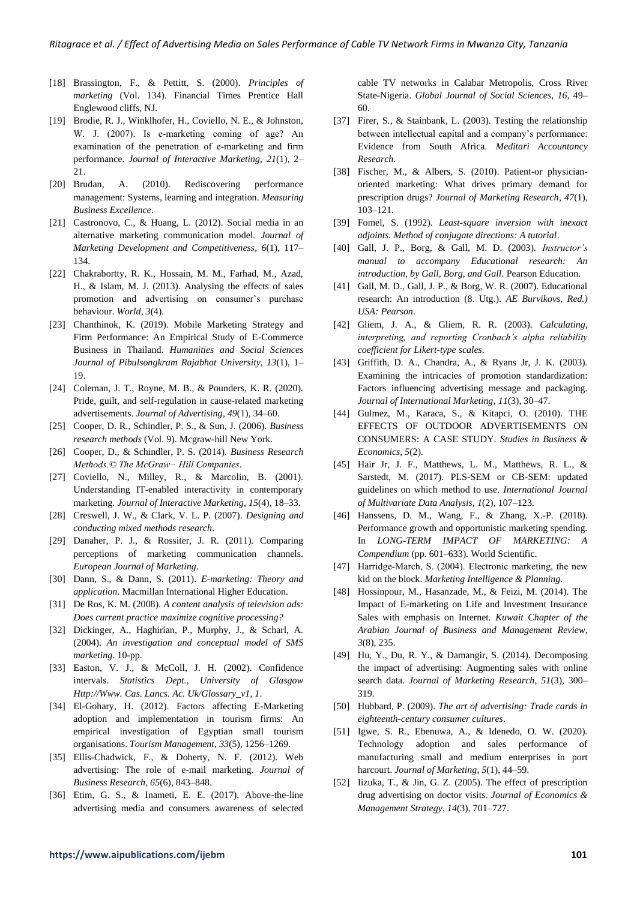[18] Brassington, F., & Pettitt, S. (2000). *Principles of marketing* (Vol. 134). Financial Times Prentice Hall Englewood cliffs, NJ.

[19] Brodie, R. J., Winklhofer, H., Coviello, N. E., & Johnston, W. J. (2007). Is e-marketing coming of age? An examination of the penetration of e-marketing and firm performance. *Journal of Interactive Marketing*, *21*(1), 2–21.

[20] Brudan, A. (2010). Rediscovering performance management: Systems, learning and integration. *Measuring Business Excellence*.

[21] Castronovo, C., & Huang, L. (2012). Social media in an alternative marketing communication model. *Journal of Marketing Development and Competitiveness*, *6*(1), 117–134.

[22] Chakrabortty, R. K., Hossain, M. M., Farhad, M., Azad, H., & Islam, M. J. (2013). Analysing the effects of sales promotion and advertising on consumer's purchase behaviour. *World*, *3*(4).

[23] Chanthinok, K. (2019). Mobile Marketing Strategy and Firm Performance: An Empirical Study of E-Commerce Business in Thailand. *Humanities and Social Sciences Journal of Pibulsongkram Rajabhat University*, *13*(1), 1–19.

[24] Coleman, J. T., Royne, M. B., & Pounders, K. R. (2020). Pride, guilt, and self-regulation in cause-related marketing advertisements. *Journal of Advertising*, *49*(1), 34–60.

[25] Cooper, D. R., Schindler, P. S., & Sun, J. (2006). *Business research methods* (Vol. 9). Mcgraw-hill New York.

[26] Cooper, D., & Schindler, P. S. (2014). *Business Research Methods.© The McGraw− Hill Companies*.

[27] Coviello, N., Milley, R., & Marcolin, B. (2001). Understanding IT-enabled interactivity in contemporary marketing. *Journal of Interactive Marketing*, *15*(4), 18–33.

[28] Creswell, J. W., & Clark, V. L. P. (2007). *Designing and conducting mixed methods research*.

[29] Danaher, P. J., & Rossiter, J. R. (2011). Comparing perceptions of marketing communication channels. *European Journal of Marketing*.

[30] Dann, S., & Dann, S. (2011). *E-marketing: Theory and application*. Macmillan International Higher Education.

[31] De Ros, K. M. (2008). *A content analysis of television ads: Does current practice maximize cognitive processing?*

[32] Dickinger, A., Haghirian, P., Murphy, J., & Scharl, A. (2004). *An investigation and conceptual model of SMS marketing*. 10-pp.

[33] Easton, V. J., & McColl, J. H. (2002). Confidence intervals. *Statistics Dept., University of Glasgow Http://Www. Cas. Lancs. Ac. Uk/Glossary_v1*, *1*.

[34] El-Gohary, H. (2012). Factors affecting E-Marketing adoption and implementation in tourism firms: An empirical investigation of Egyptian small tourism organisations. *Tourism Management*, *33*(5), 1256–1269.

[35] Ellis-Chadwick, F., & Doherty, N. F. (2012). Web advertising: The role of e-mail marketing. *Journal of Business Research*, *65*(6), 843–848.

[36] Etim, G. S., & Inameti, E. E. (2017). Above-the-line advertising media and consumers awareness of selected cable TV networks in Calabar Metropolis, Cross River State-Nigeria. *Global Journal of Social Sciences*, *16*, 49–60.

[37] Firer, S., & Stainbank, L. (2003). Testing the relationship between intellectual capital and a company's performance: Evidence from South Africa. *Meditari Accountancy Research*.

[38] Fischer, M., & Albers, S. (2010). Patient-or physician-oriented marketing: What drives primary demand for prescription drugs? *Journal of Marketing Research*, *47*(1), 103–121.

[39] Fomel, S. (1992). *Least-square inversion with inexact adjoints. Method of conjugate directions: A tutorial*.

[40] Gall, J. P., Borg, & Gall, M. D. (2003). *Instructor's manual to accompany Educational research: An introduction, by Gall, Borg, and Gall*. Pearson Education.

[41] Gall, M. D., Gall, J. P., & Borg, W. R. (2007). Educational research: An introduction (8. Utg.). *AE Burvikovs, Red.) USA: Pearson*.

[42] Gliem, J. A., & Gliem, R. R. (2003). *Calculating, interpreting, and reporting Cronbach's alpha reliability coefficient for Likert-type scales*.

[43] Griffith, D. A., Chandra, A., & Ryans Jr, J. K. (2003). Examining the intricacies of promotion standardization: Factors influencing advertising message and packaging. *Journal of International Marketing*, *11*(3), 30–47.

[44] Gulmez, M., Karaca, S., & Kitapci, O. (2010). THE EFFECTS OF OUTDOOR ADVERTISEMENTS ON CONSUMERS: A CASE STUDY. *Studies in Business & Economics*, *5*(2).

[45] Hair Jr, J. F., Matthews, L. M., Matthews, R. L., & Sarstedt, M. (2017). PLS-SEM or CB-SEM: updated guidelines on which method to use. *International Journal of Multivariate Data Analysis*, *1*(2), 107–123.

[46] Hanssens, D. M., Wang, F., & Zhang, X.-P. (2018). Performance growth and opportunistic marketing spending. In *LONG-TERM IMPACT OF MARKETING: A Compendium* (pp. 601–633). World Scientific.

[47] Harridge-March, S. (2004). Electronic marketing, the new kid on the block. *Marketing Intelligence & Planning*.

[48] Hossinpour, M., Hasanzade, M., & Feizi, M. (2014). The Impact of E-marketing on Life and Investment Insurance Sales with emphasis on Internet. *Kuwait Chapter of the Arabian Journal of Business and Management Review*, *3*(8), 235.

[49] Hu, Y., Du, R. Y., & Damangir, S. (2014). Decomposing the impact of advertising: Augmenting sales with online search data. *Journal of Marketing Research*, *51*(3), 300–319.

[50] Hubbard, P. (2009). *The art of advertising: Trade cards in eighteenth-century consumer cultures*.

[51] Igwe, S. R., Ebenuwa, A., & Idenedo, O. W. (2020). Technology adoption and sales performance of manufacturing small and medium enterprises in port harcourt. *Journal of Marketing*, *5*(1), 44–59.

[52] Iizuka, T., & Jin, G. Z. (2005). The effect of prescription drug advertising on doctor visits. *Journal of Economics & Management Strategy*, *14*(3), 701–727.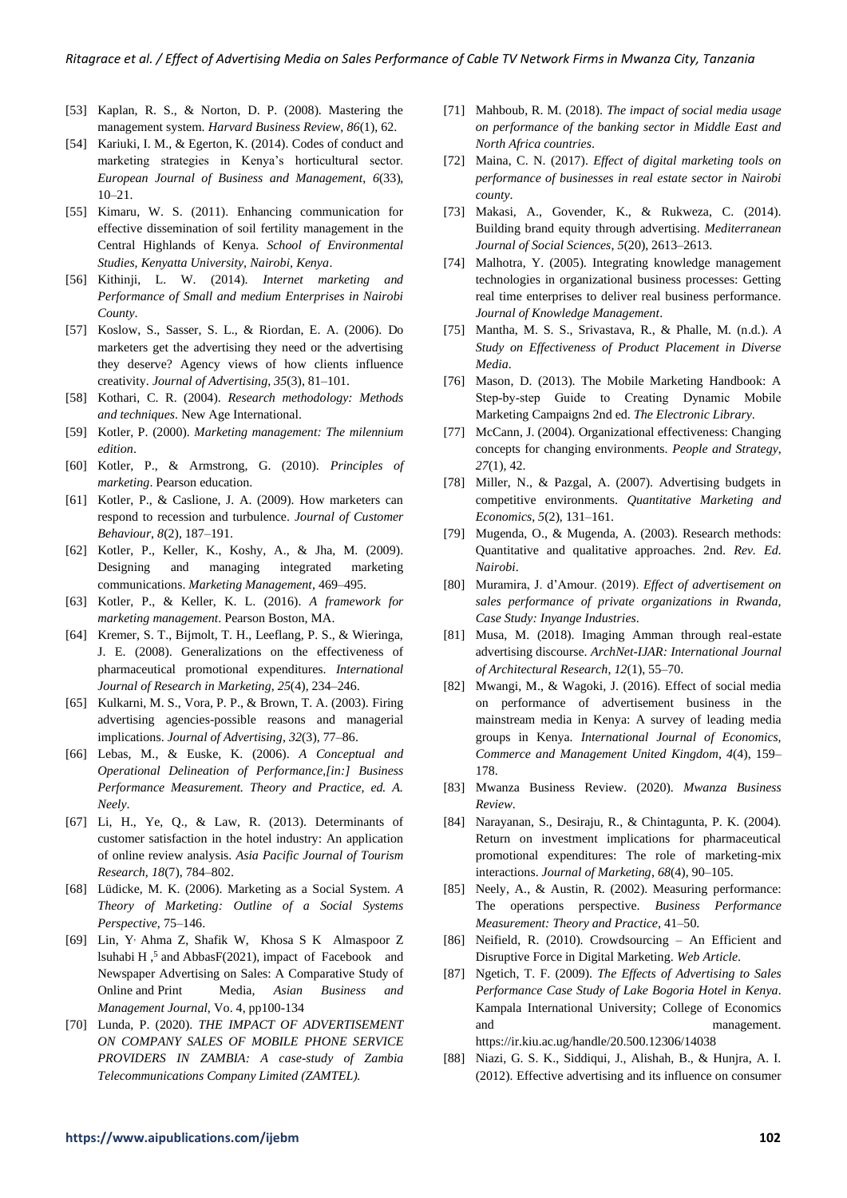[53] Kaplan, R. S., & Norton, D. P. (2008). Mastering the management system. *Harvard Business Review*, *86*(1), 62.

[54] Kariuki, I. M., & Egerton, K. (2014). Codes of conduct and marketing strategies in Kenya's horticultural sector. *European Journal of Business and Management*, *6*(33), 10–21.

[55] Kimaru, W. S. (2011). Enhancing communication for effective dissemination of soil fertility management in the Central Highlands of Kenya. *School of Environmental Studies, Kenyatta University, Nairobi, Kenya*.

[56] Kithinji, L. W. (2014). *Internet marketing and Performance of Small and medium Enterprises in Nairobi County*.

[57] Koslow, S., Sasser, S. L., & Riordan, E. A. (2006). Do marketers get the advertising they need or the advertising they deserve? Agency views of how clients influence creativity. *Journal of Advertising*, *35*(3), 81–101.

[58] Kothari, C. R. (2004). *Research methodology: Methods and techniques*. New Age International.

[59] Kotler, P. (2000). *Marketing management: The milennium edition*.

[60] Kotler, P., & Armstrong, G. (2010). *Principles of marketing*. Pearson education.

[61] Kotler, P., & Caslione, J. A. (2009). How marketers can respond to recession and turbulence. *Journal of Customer Behaviour*, *8*(2), 187–191.

[62] Kotler, P., Keller, K., Koshy, A., & Jha, M. (2009). Designing and managing integrated marketing communications. *Marketing Management*, 469–495.

[63] Kotler, P., & Keller, K. L. (2016). *A framework for marketing management*. Pearson Boston, MA.

[64] Kremer, S. T., Bijmolt, T. H., Leeflang, P. S., & Wieringa, J. E. (2008). Generalizations on the effectiveness of pharmaceutical promotional expenditures. *International Journal of Research in Marketing*, *25*(4), 234–246.

[65] Kulkarni, M. S., Vora, P. P., & Brown, T. A. (2003). Firing advertising agencies-possible reasons and managerial implications. *Journal of Advertising*, *32*(3), 77–86.

[66] Lebas, M., & Euske, K. (2006). *A Conceptual and Operational Delineation of Performance,[in:] Business Performance Measurement. Theory and Practice, ed. A. Neely*.

[67] Li, H., Ye, Q., & Law, R. (2013). Determinants of customer satisfaction in the hotel industry: An application of online review analysis. *Asia Pacific Journal of Tourism Research*, *18*(7), 784–802.

[68] Lüdicke, M. K. (2006). Marketing as a Social System. *A Theory of Marketing: Outline of a Social Systems Perspective*, 75–146.

[69] Lin, Y· Ahma Z, Shafik W, Khosa S K Almaspoor Z lsuhabi H ,[5] and AbbasF(2021), impact of Facebook and Newspaper Advertising on Sales: A Comparative Study of Online and Print Media, *Asian Business and Management Journal,* Vo. 4, pp100-134

[70] Lunda, P. (2020). *THE IMPACT OF ADVERTISEMENT ON COMPANY SALES OF MOBILE PHONE SERVICE PROVIDERS IN ZAMBIA: A case-study of Zambia Telecommunications Company Limited (ZAMTEL).*

[71] Mahboub, R. M. (2018). *The impact of social media usage on performance of the banking sector in Middle East and North Africa countries*.

[72] Maina, C. N. (2017). *Effect of digital marketing tools on performance of businesses in real estate sector in Nairobi county*.

[73] Makasi, A., Govender, K., & Rukweza, C. (2014). Building brand equity through advertising. *Mediterranean Journal of Social Sciences*, *5*(20), 2613–2613.

[74] Malhotra, Y. (2005). Integrating knowledge management technologies in organizational business processes: Getting real time enterprises to deliver real business performance. *Journal of Knowledge Management*.

[75] Mantha, M. S. S., Srivastava, R., & Phalle, M. (n.d.). *A Study on Effectiveness of Product Placement in Diverse Media*.

[76] Mason, D. (2013). The Mobile Marketing Handbook: A Step-by-step Guide to Creating Dynamic Mobile Marketing Campaigns 2nd ed. *The Electronic Library*.

[77] McCann, J. (2004). Organizational effectiveness: Changing concepts for changing environments. *People and Strategy*, *27*(1), 42.

[78] Miller, N., & Pazgal, A. (2007). Advertising budgets in competitive environments. *Quantitative Marketing and Economics*, *5*(2), 131–161.

[79] Mugenda, O., & Mugenda, A. (2003). Research methods: Quantitative and qualitative approaches. 2nd. *Rev. Ed. Nairobi*.

[80] Muramira, J. d'Amour. (2019). *Effect of advertisement on sales performance of private organizations in Rwanda, Case Study: Inyange Industries*.

[81] Musa, M. (2018). Imaging Amman through real-estate advertising discourse. *ArchNet-IJAR: International Journal of Architectural Research*, *12*(1), 55–70.

[82] Mwangi, M., & Wagoki, J. (2016). Effect of social media on performance of advertisement business in the mainstream media in Kenya: A survey of leading media groups in Kenya. *International Journal of Economics, Commerce and Management United Kingdom*, *4*(4), 159–178.

[83] Mwanza Business Review. (2020). *Mwanza Business Review*.

[84] Narayanan, S., Desiraju, R., & Chintagunta, P. K. (2004). Return on investment implications for pharmaceutical promotional expenditures: The role of marketing-mix interactions. *Journal of Marketing*, *68*(4), 90–105.

[85] Neely, A., & Austin, R. (2002). Measuring performance: The operations perspective. *Business Performance Measurement: Theory and Practice*, 41–50.

[86] Neifield, R. (2010). Crowdsourcing – An Efficient and Disruptive Force in Digital Marketing. *Web Article*.

[87] Ngetich, T. F. (2009). *The Effects of Advertising to Sales Performance Case Study of Lake Bogoria Hotel in Kenya*. Kampala International University; College of Economics and management. https://ir.kiu.ac.ug/handle/20.500.12306/14038

[88] Niazi, G. S. K., Siddiqui, J., Alishah, B., & Hunjra, A. I. (2012). Effective advertising and its influence on consumer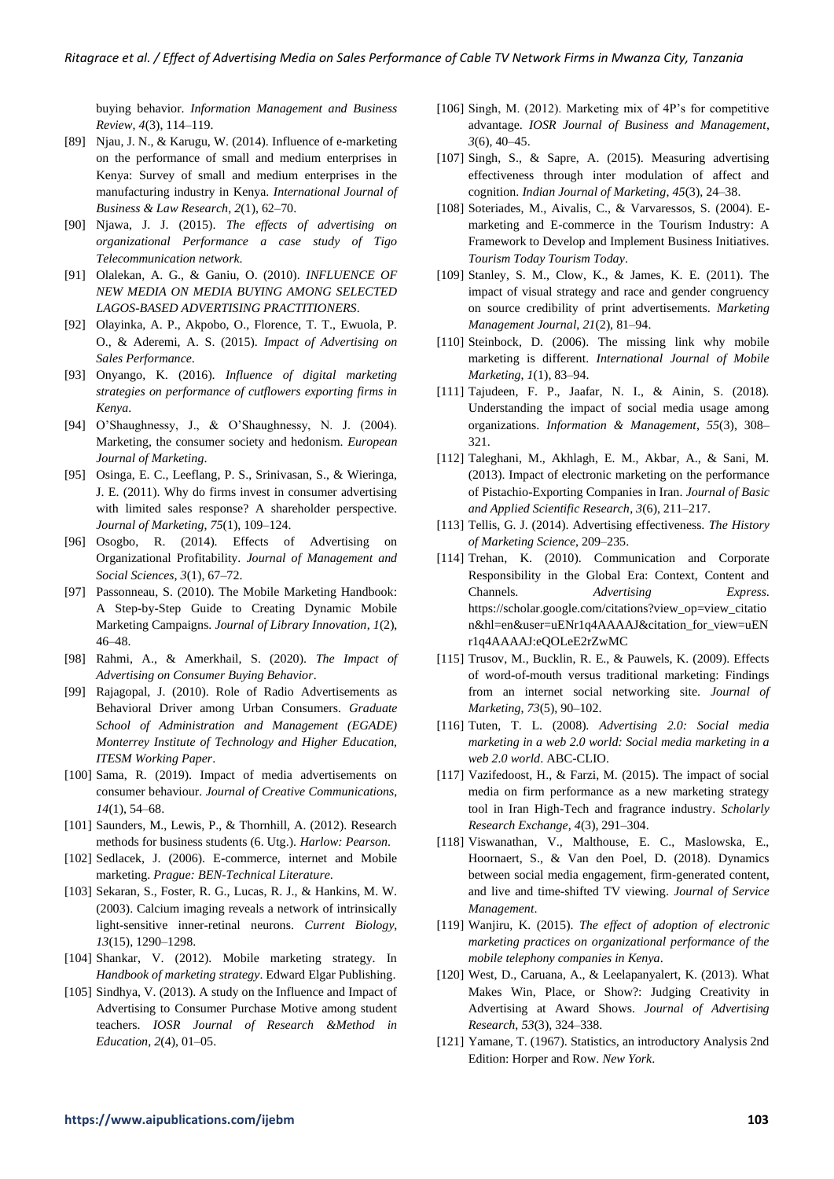buying behavior. *Information Management and Business Review*, *4*(3), 114–119.

[89] Njau, J. N., & Karugu, W. (2014). Influence of e-marketing on the performance of small and medium enterprises in Kenya: Survey of small and medium enterprises in the manufacturing industry in Kenya. *International Journal of Business & Law Research*, *2*(1), 62–70.

[90] Njawa, J. J. (2015). *The effects of advertising on organizational Performance a case study of Tigo Telecommunication network*.

[91] Olalekan, A. G., & Ganiu, O. (2010). *INFLUENCE OF NEW MEDIA ON MEDIA BUYING AMONG SELECTED LAGOS-BASED ADVERTISING PRACTITIONERS*.

[92] Olayinka, A. P., Akpobo, O., Florence, T. T., Ewuola, P. O., & Aderemi, A. S. (2015). *Impact of Advertising on Sales Performance*.

[93] Onyango, K. (2016). *Influence of digital marketing strategies on performance of cutflowers exporting firms in Kenya*.

[94] O'Shaughnessy, J., & O'Shaughnessy, N. J. (2004). Marketing, the consumer society and hedonism. *European Journal of Marketing*.

[95] Osinga, E. C., Leeflang, P. S., Srinivasan, S., & Wieringa, J. E. (2011). Why do firms invest in consumer advertising with limited sales response? A shareholder perspective. *Journal of Marketing*, *75*(1), 109–124.

[96] Osogbo, R. (2014). Effects of Advertising on Organizational Profitability. *Journal of Management and Social Sciences*, *3*(1), 67–72.

[97] Passonneau, S. (2010). The Mobile Marketing Handbook: A Step-by-Step Guide to Creating Dynamic Mobile Marketing Campaigns. *Journal of Library Innovation*, *1*(2), 46–48.

[98] Rahmi, A., & Amerkhail, S. (2020). *The Impact of Advertising on Consumer Buying Behavior*.

[99] Rajagopal, J. (2010). Role of Radio Advertisements as Behavioral Driver among Urban Consumers. *Graduate School of Administration and Management (EGADE) Monterrey Institute of Technology and Higher Education, ITESM Working Paper*.

[100] Sama, R. (2019). Impact of media advertisements on consumer behaviour. *Journal of Creative Communications*, *14*(1), 54–68.

[101] Saunders, M., Lewis, P., & Thornhill, A. (2012). Research methods for business students (6. Utg.). *Harlow: Pearson*.

[102] Sedlacek, J. (2006). E-commerce, internet and Mobile marketing. *Prague: BEN-Technical Literature*.

[103] Sekaran, S., Foster, R. G., Lucas, R. J., & Hankins, M. W. (2003). Calcium imaging reveals a network of intrinsically light-sensitive inner-retinal neurons. *Current Biology*, *13*(15), 1290–1298.

[104] Shankar, V. (2012). Mobile marketing strategy. In *Handbook of marketing strategy*. Edward Elgar Publishing.

[105] Sindhya, V. (2013). A study on the Influence and Impact of Advertising to Consumer Purchase Motive among student teachers. *IOSR Journal of Research &Method in Education*, *2*(4), 01–05.

[106] Singh, M. (2012). Marketing mix of 4P's for competitive advantage. *IOSR Journal of Business and Management*, *3*(6), 40–45.

[107] Singh, S., & Sapre, A. (2015). Measuring advertising effectiveness through inter modulation of affect and cognition. *Indian Journal of Marketing*, *45*(3), 24–38.

[108] Soteriades, M., Aivalis, C., & Varvaressos, S. (2004). E-marketing and E-commerce in the Tourism Industry: A Framework to Develop and Implement Business Initiatives. *Tourism Today Tourism Today*.

[109] Stanley, S. M., Clow, K., & James, K. E. (2011). The impact of visual strategy and race and gender congruency on source credibility of print advertisements. *Marketing Management Journal*, *21*(2), 81–94.

[110] Steinbock, D. (2006). The missing link why mobile marketing is different. *International Journal of Mobile Marketing*, *1*(1), 83–94.

[111] Tajudeen, F. P., Jaafar, N. I., & Ainin, S. (2018). Understanding the impact of social media usage among organizations. *Information & Management*, *55*(3), 308–321.

[112] Taleghani, M., Akhlagh, E. M., Akbar, A., & Sani, M. (2013). Impact of electronic marketing on the performance of Pistachio-Exporting Companies in Iran. *Journal of Basic and Applied Scientific Research*, *3*(6), 211–217.

[113] Tellis, G. J. (2014). Advertising effectiveness. *The History of Marketing Science*, 209–235.

[114] Trehan, K. (2010). Communication and Corporate Responsibility in the Global Era: Context, Content and Channels. *Advertising Express*. https://scholar.google.com/citations?view_op=view_citation&hl=en&user=uENr1q4AAAAJ&citation_for_view=uENr1q4AAAAJ:eQOLeE2rZwMC

[115] Trusov, M., Bucklin, R. E., & Pauwels, K. (2009). Effects of word-of-mouth versus traditional marketing: Findings from an internet social networking site. *Journal of Marketing*, *73*(5), 90–102.

[116] Tuten, T. L. (2008). *Advertising 2.0: Social media marketing in a web 2.0 world: Social media marketing in a web 2.0 world*. ABC-CLIO.

[117] Vazifedoost, H., & Farzi, M. (2015). The impact of social media on firm performance as a new marketing strategy tool in Iran High-Tech and fragrance industry. *Scholarly Research Exchange*, *4*(3), 291–304.

[118] Viswanathan, V., Malthouse, E. C., Maslowska, E., Hoornaert, S., & Van den Poel, D. (2018). Dynamics between social media engagement, firm-generated content, and live and time-shifted TV viewing. *Journal of Service Management*.

[119] Wanjiru, K. (2015). *The effect of adoption of electronic marketing practices on organizational performance of the mobile telephony companies in Kenya*.

[120] West, D., Caruana, A., & Leelapanyalert, K. (2013). What Makes Win, Place, or Show?: Judging Creativity in Advertising at Award Shows. *Journal of Advertising Research*, *53*(3), 324–338.

[121] Yamane, T. (1967). Statistics, an introductory Analysis 2nd Edition: Horper and Row. *New York*.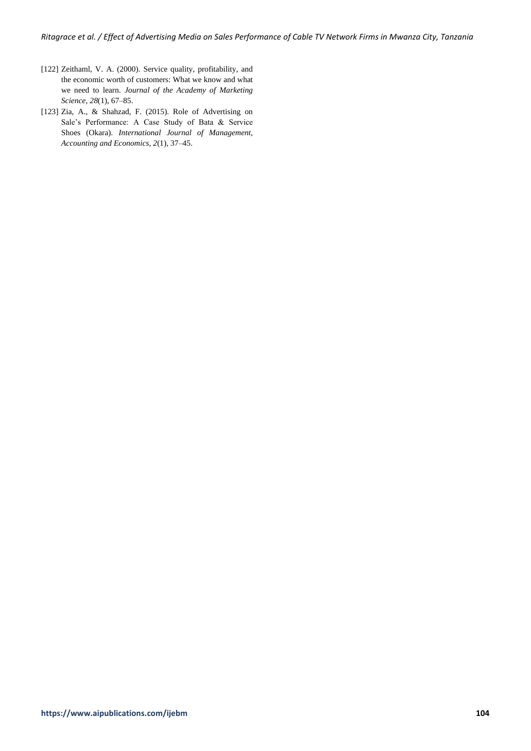[122] Zeithaml, V. A. (2000). Service quality, profitability, and the economic worth of customers: What we know and what we need to learn. *Journal of the Academy of Marketing Science*, *28*(1), 67–85.

[123] Zia, A., & Shahzad, F. (2015). Role of Advertising on Sale's Performance: A Case Study of Bata & Service Shoes (Okara). *International Journal of Management, Accounting and Economics*, *2*(1), 37–45.